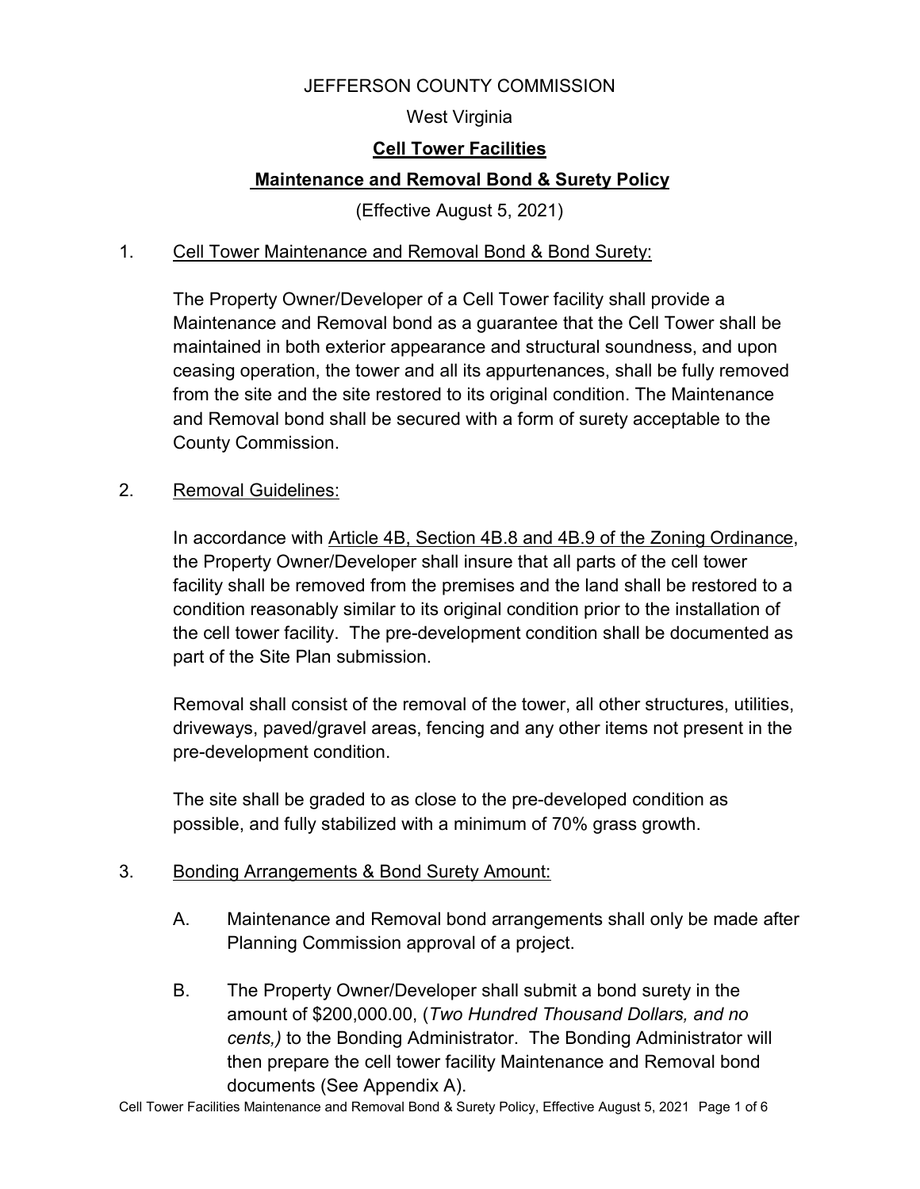JEFFERSON COUNTY COMMISSION

West Virginia

# **Cell Tower Facilities**

# **Maintenance and Removal Bond & Surety Policy**

(Effective August 5, 2021)

1. Cell Tower Maintenance and Removal Bond & Bond Surety:

   The Property Owner/Developer of a Cell Tower facility shall provide a Maintenance and Removal bond as a guarantee that the Cell Tower shall be maintained in both exterior appearance and structural soundness, and upon ceasing operation, the tower and all its appurtenances, shall be fully removed from the site and the site restored to its original condition. The Maintenance and Removal bond shall be secured with a form of surety acceptable to the County Commission.

2. Removal Guidelines:

   In accordance with Article 4B, Section 4B.8 and 4B.9 of the Zoning Ordinance, the Property Owner/Developer shall insure that all parts of the cell tower facility shall be removed from the premises and the land shall be restored to a condition reasonably similar to its original condition prior to the installation of the cell tower facility. The pre-development condition shall be documented as part of the Site Plan submission.

   Removal shall consist of the removal of the tower, all other structures, utilities, driveways, paved/gravel areas, fencing and any other items not present in the pre-development condition.

   The site shall be graded to as close to the pre-developed condition as possible, and fully stabilized with a minimum of 70% grass growth.

3. Bonding Arrangements & Bond Surety Amount:

   A. Maintenance and Removal bond arrangements shall only be made after Planning Commission approval of a project.

   B. The Property Owner/Developer shall submit a bond surety in the amount of $200,000.00, (*Two Hundred Thousand Dollars, and no cents,)* to the Bonding Administrator. The Bonding Administrator will then prepare the cell tower facility Maintenance and Removal bond documents (See Appendix A).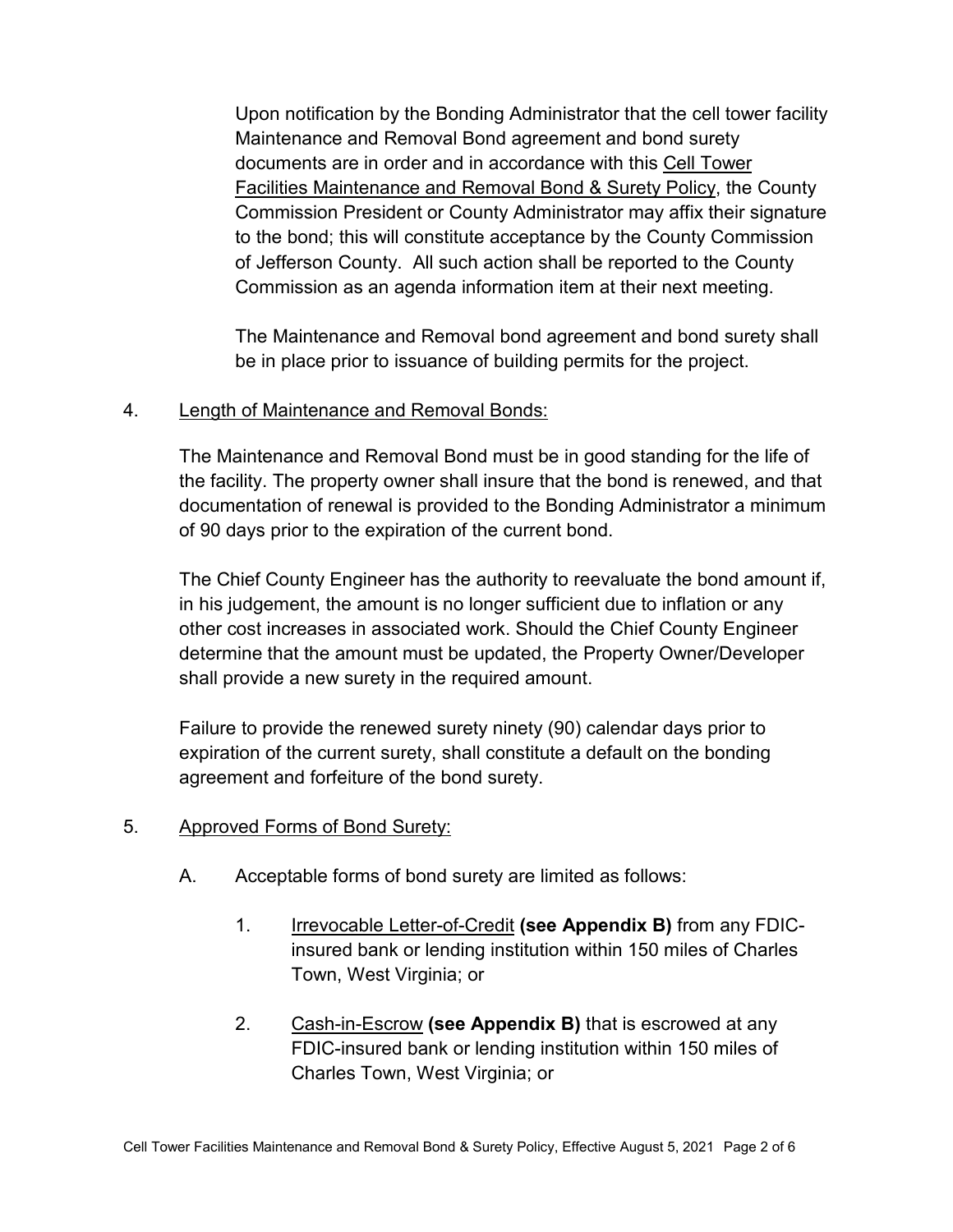Upon notification by the Bonding Administrator that the cell tower facility Maintenance and Removal Bond agreement and bond surety documents are in order and in accordance with this Cell Tower Facilities Maintenance and Removal Bond & Surety Policy, the County Commission President or County Administrator may affix their signature to the bond; this will constitute acceptance by the County Commission of Jefferson County. All such action shall be reported to the County Commission as an agenda information item at their next meeting.

The Maintenance and Removal bond agreement and bond surety shall be in place prior to issuance of building permits for the project.

4. Length of Maintenance and Removal Bonds:

The Maintenance and Removal Bond must be in good standing for the life of the facility. The property owner shall insure that the bond is renewed, and that documentation of renewal is provided to the Bonding Administrator a minimum of 90 days prior to the expiration of the current bond.

The Chief County Engineer has the authority to reevaluate the bond amount if, in his judgement, the amount is no longer sufficient due to inflation or any other cost increases in associated work. Should the Chief County Engineer determine that the amount must be updated, the Property Owner/Developer shall provide a new surety in the required amount.

Failure to provide the renewed surety ninety (90) calendar days prior to expiration of the current surety, shall constitute a default on the bonding agreement and forfeiture of the bond surety.

5. Approved Forms of Bond Surety:

A. Acceptable forms of bond surety are limited as follows:

1. Irrevocable Letter-of-Credit **(see Appendix B)** from any FDIC-insured bank or lending institution within 150 miles of Charles Town, West Virginia; or

2. Cash-in-Escrow **(see Appendix B)** that is escrowed at any FDIC-insured bank or lending institution within 150 miles of Charles Town, West Virginia; or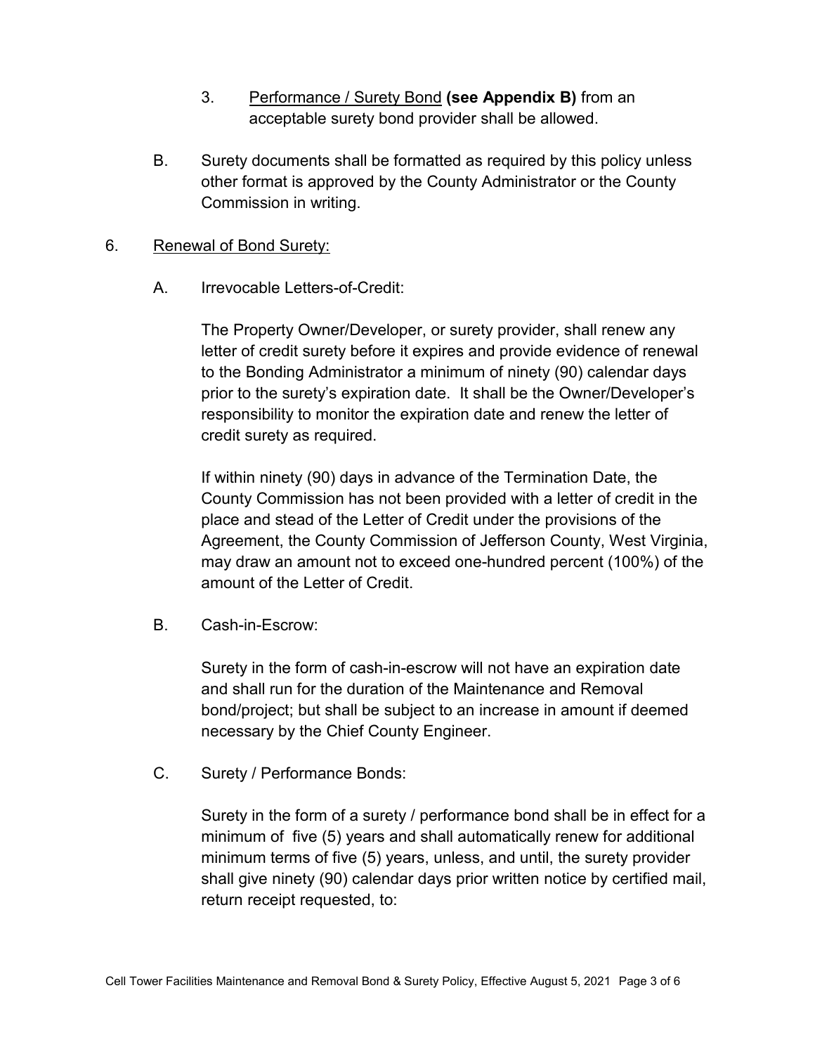3. <u>Performance / Surety Bond</u> **(see Appendix B)** from an acceptable surety bond provider shall be allowed.

B. Surety documents shall be formatted as required by this policy unless other format is approved by the County Administrator or the County Commission in writing.

6. <u>Renewal of Bond Surety:</u>

A. Irrevocable Letters-of-Credit:

The Property Owner/Developer, or surety provider, shall renew any letter of credit surety before it expires and provide evidence of renewal to the Bonding Administrator a minimum of ninety (90) calendar days prior to the surety's expiration date. It shall be the Owner/Developer's responsibility to monitor the expiration date and renew the letter of credit surety as required.

If within ninety (90) days in advance of the Termination Date, the County Commission has not been provided with a letter of credit in the place and stead of the Letter of Credit under the provisions of the Agreement, the County Commission of Jefferson County, West Virginia, may draw an amount not to exceed one-hundred percent (100%) of the amount of the Letter of Credit.

B. Cash-in-Escrow:

Surety in the form of cash-in-escrow will not have an expiration date and shall run for the duration of the Maintenance and Removal bond/project; but shall be subject to an increase in amount if deemed necessary by the Chief County Engineer.

C. Surety / Performance Bonds:

Surety in the form of a surety / performance bond shall be in effect for a minimum of five (5) years and shall automatically renew for additional minimum terms of five (5) years, unless, and until, the surety provider shall give ninety (90) calendar days prior written notice by certified mail, return receipt requested, to: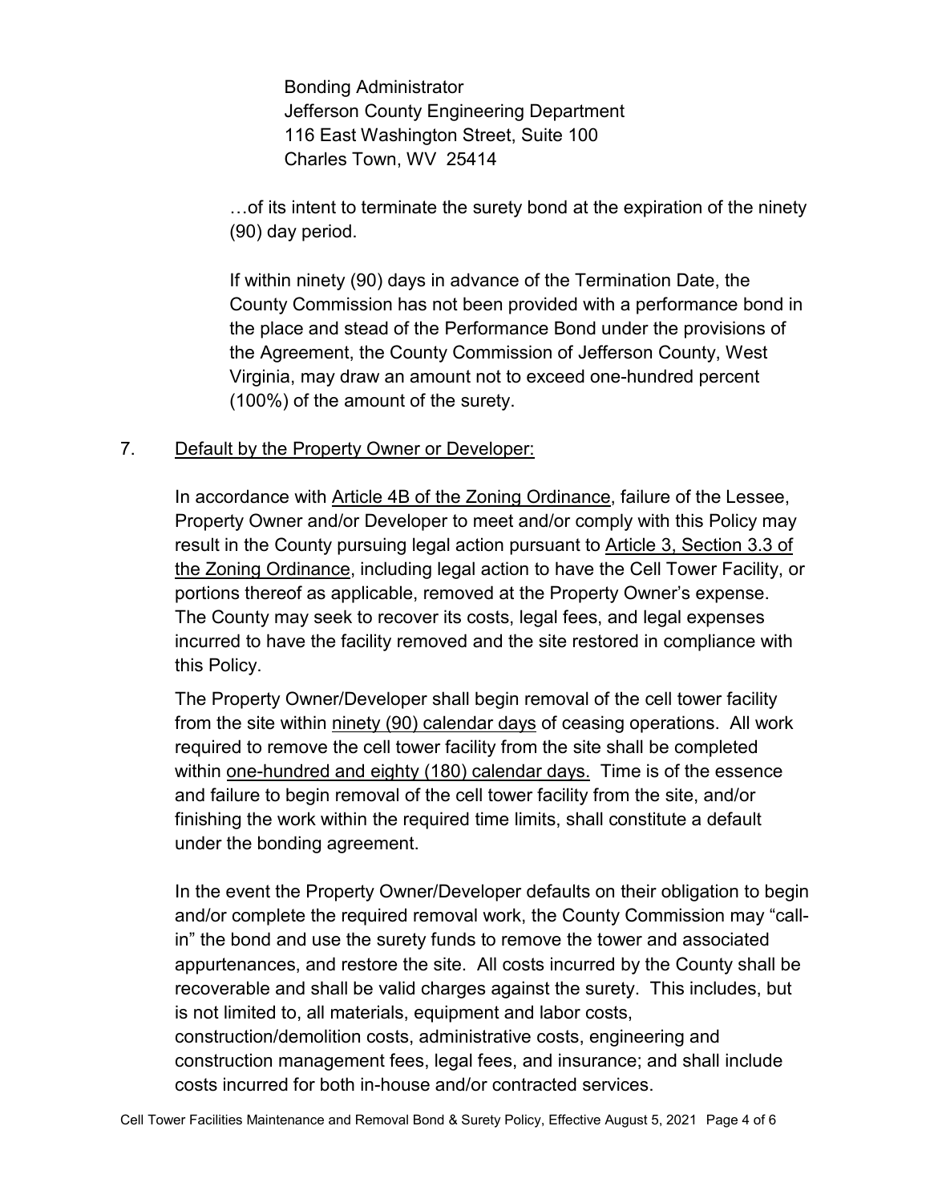Bonding Administrator
Jefferson County Engineering Department
116 East Washington Street, Suite 100
Charles Town, WV 25414

…of its intent to terminate the surety bond at the expiration of the ninety (90) day period.

If within ninety (90) days in advance of the Termination Date, the County Commission has not been provided with a performance bond in the place and stead of the Performance Bond under the provisions of the Agreement, the County Commission of Jefferson County, West Virginia, may draw an amount not to exceed one-hundred percent (100%) of the amount of the surety.

7. Default by the Property Owner or Developer:

In accordance with Article 4B of the Zoning Ordinance, failure of the Lessee, Property Owner and/or Developer to meet and/or comply with this Policy may result in the County pursuing legal action pursuant to Article 3, Section 3.3 of the Zoning Ordinance, including legal action to have the Cell Tower Facility, or portions thereof as applicable, removed at the Property Owner's expense. The County may seek to recover its costs, legal fees, and legal expenses incurred to have the facility removed and the site restored in compliance with this Policy.

The Property Owner/Developer shall begin removal of the cell tower facility from the site within ninety (90) calendar days of ceasing operations. All work required to remove the cell tower facility from the site shall be completed within one-hundred and eighty (180) calendar days. Time is of the essence and failure to begin removal of the cell tower facility from the site, and/or finishing the work within the required time limits, shall constitute a default under the bonding agreement.

In the event the Property Owner/Developer defaults on their obligation to begin and/or complete the required removal work, the County Commission may "call-in" the bond and use the surety funds to remove the tower and associated appurtenances, and restore the site. All costs incurred by the County shall be recoverable and shall be valid charges against the surety. This includes, but is not limited to, all materials, equipment and labor costs, construction/demolition costs, administrative costs, engineering and construction management fees, legal fees, and insurance; and shall include costs incurred for both in-house and/or contracted services.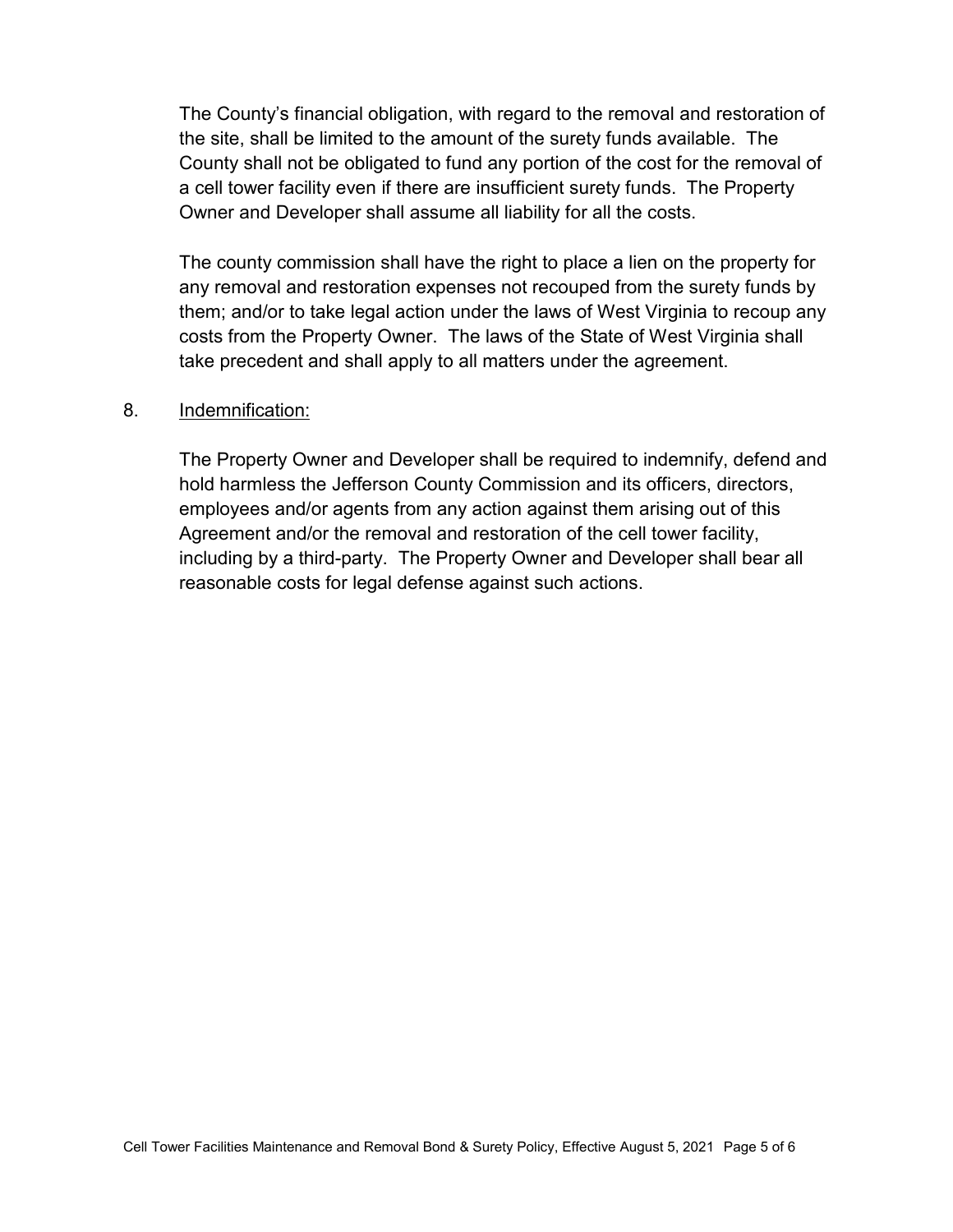The County's financial obligation, with regard to the removal and restoration of the site, shall be limited to the amount of the surety funds available. The County shall not be obligated to fund any portion of the cost for the removal of a cell tower facility even if there are insufficient surety funds. The Property Owner and Developer shall assume all liability for all the costs.

The county commission shall have the right to place a lien on the property for any removal and restoration expenses not recouped from the surety funds by them; and/or to take legal action under the laws of West Virginia to recoup any costs from the Property Owner. The laws of the State of West Virginia shall take precedent and shall apply to all matters under the agreement.

8. <u>Indemnification:</u>

The Property Owner and Developer shall be required to indemnify, defend and hold harmless the Jefferson County Commission and its officers, directors, employees and/or agents from any action against them arising out of this Agreement and/or the removal and restoration of the cell tower facility, including by a third-party. The Property Owner and Developer shall bear all reasonable costs for legal defense against such actions.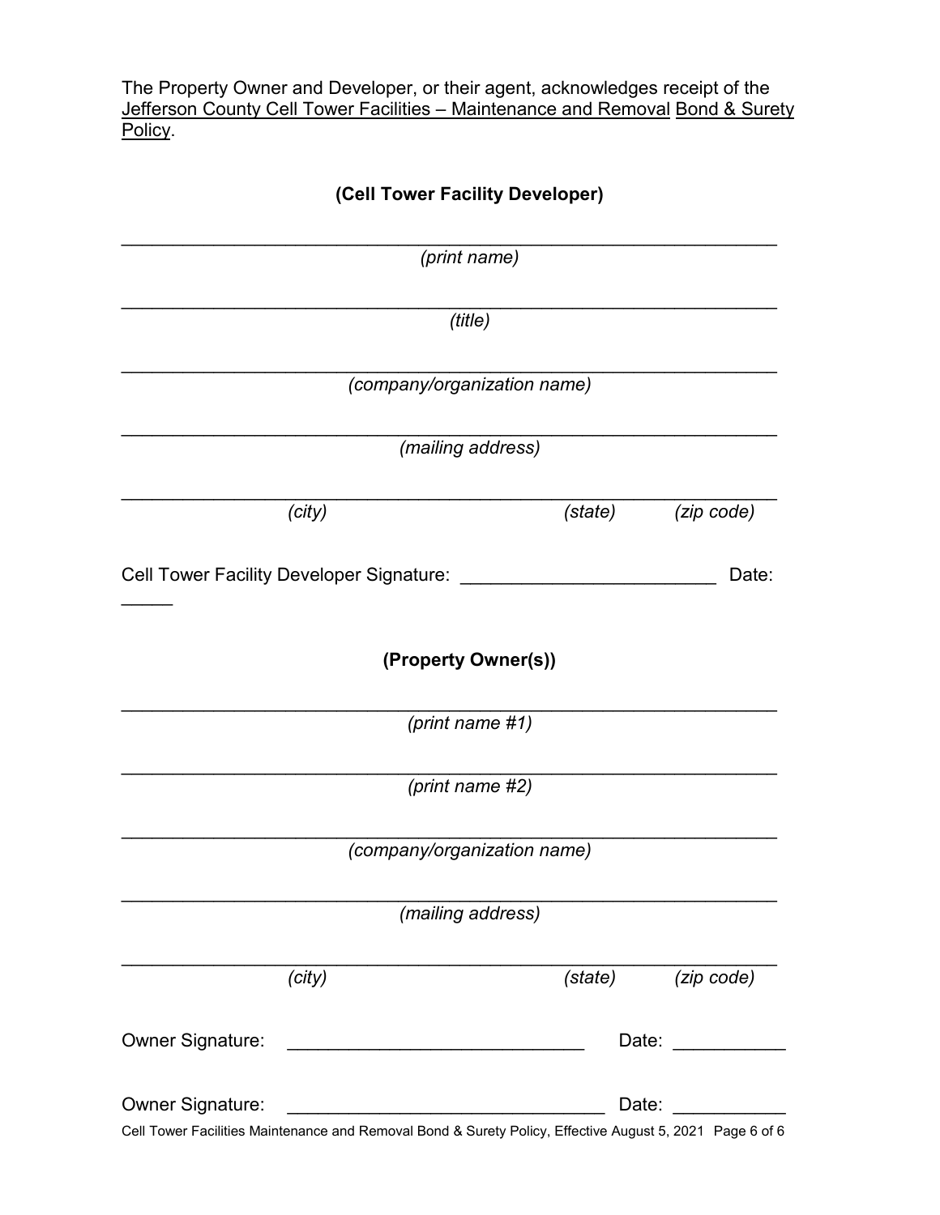The Property Owner and Developer, or their agent, acknowledges receipt of the Jefferson County Cell Tower Facilities – Maintenance and Removal Bond & Surety Policy.

**(Cell Tower Facility Developer)**

___________________________________________________________

*(print name)*

___________________________________________________________

*(title)*

___________________________________________________________

*(company/organization name)*

___________________________________________________________

*(mailing address)*

___________________________________________________________

*(city)* *(state)* *(zip code)*

Cell Tower Facility Developer Signature: _________________________ Date: _____

**(Property Owner(s))**

___________________________________________________________

*(print name #1)*

___________________________________________________________

*(print name #2)*

___________________________________________________________

*(company/organization name)*

___________________________________________________________

*(mailing address)*

___________________________________________________________

*(city)* *(state)* *(zip code)*

Owner Signature: _____________________________ Date: ___________

Owner Signature: _______________________________ Date: ___________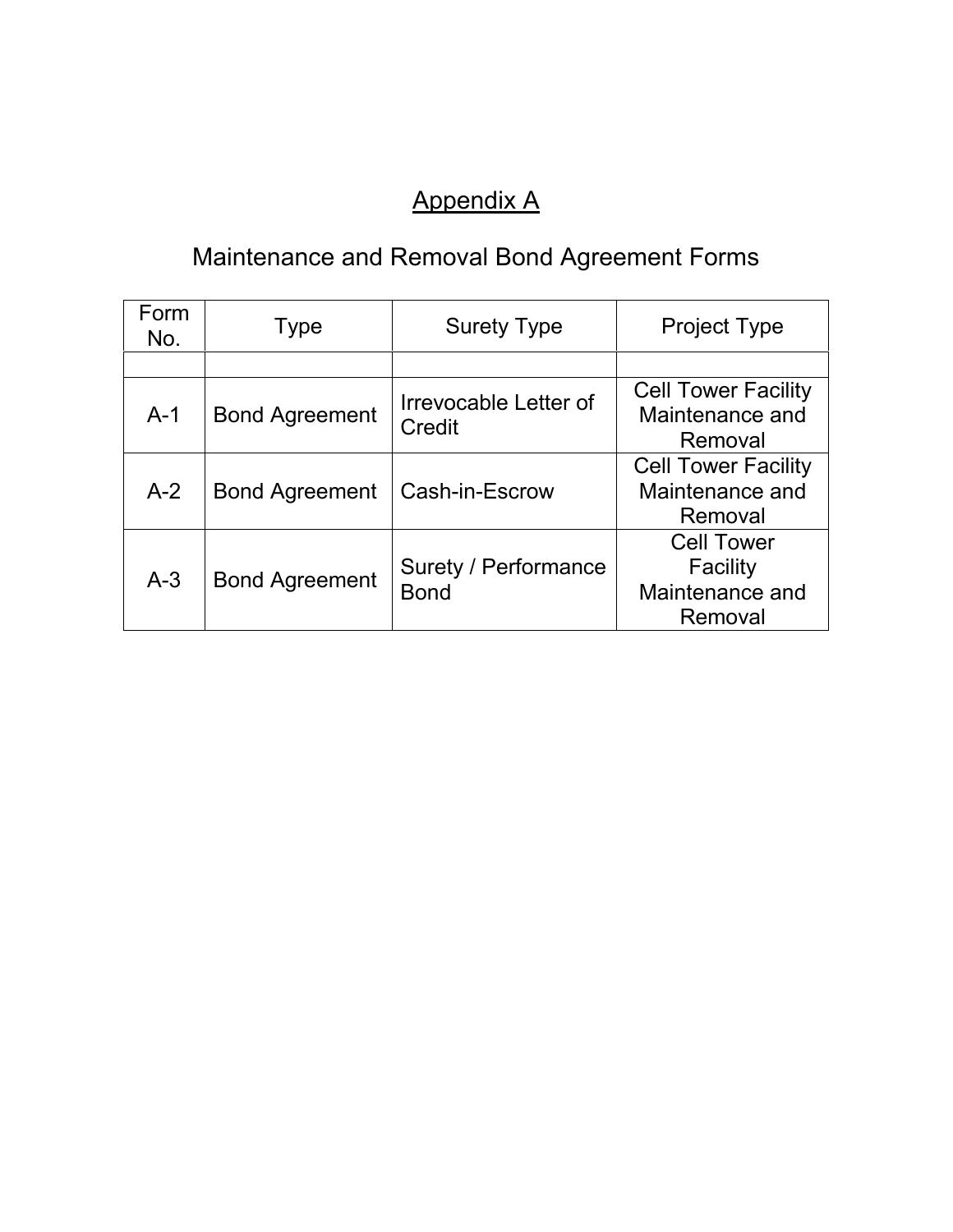# Appendix A

## Maintenance and Removal Bond Agreement Forms

| Form No. | Type | Surety Type | Project Type |
|---|---|---|---|
| | | | |
| A-1 | Bond Agreement | Irrevocable Letter of Credit | Cell Tower Facility Maintenance and Removal |
| A-2 | Bond Agreement | Cash-in-Escrow | Cell Tower Facility Maintenance and Removal |
| A-3 | Bond Agreement | Surety / Performance Bond | Cell Tower Facility Maintenance and Removal |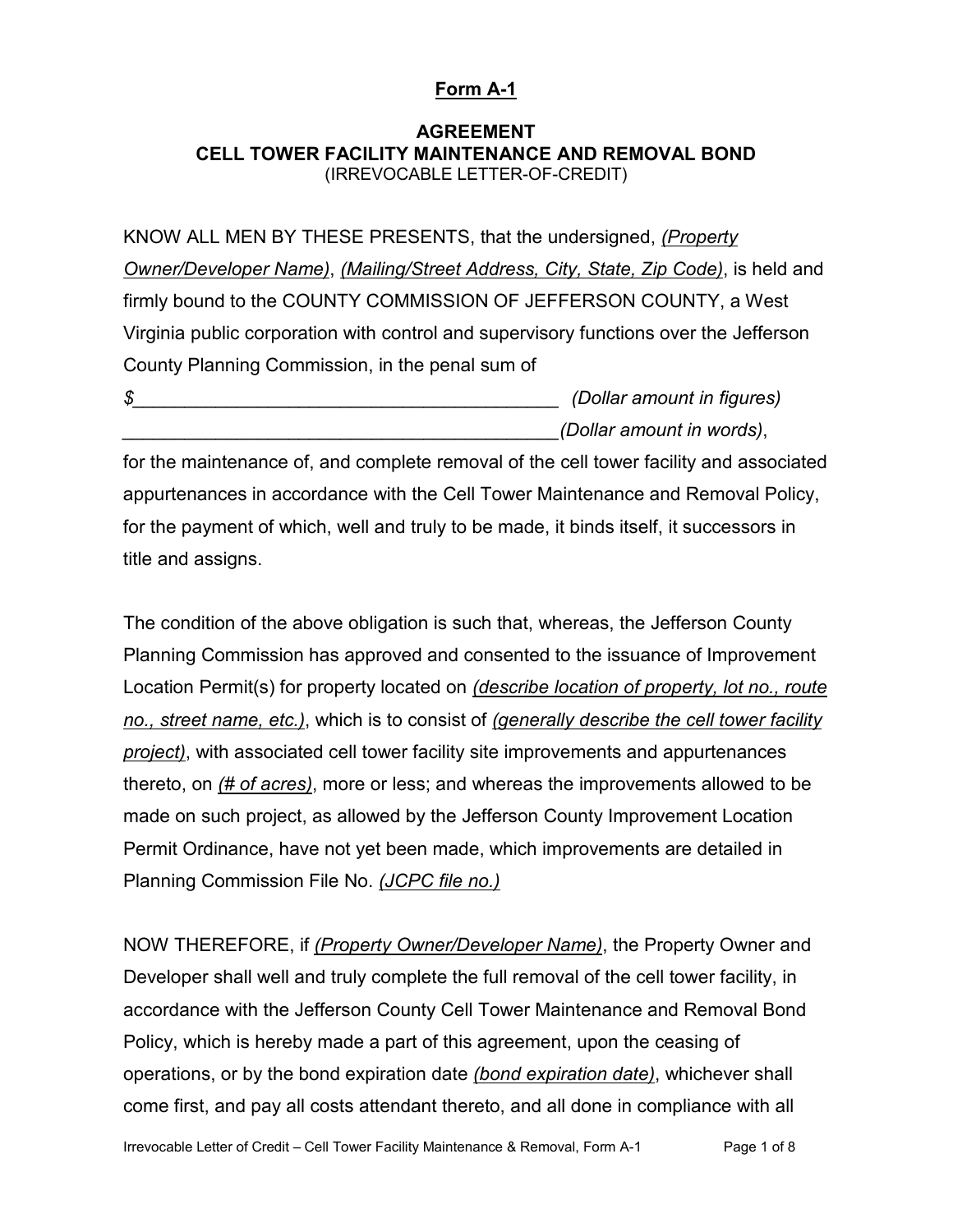**Form A-1**

**AGREEMENT**
**CELL TOWER FACILITY MAINTENANCE AND REMOVAL BOND**
(IRREVOCABLE LETTER-OF-CREDIT)

KNOW ALL MEN BY THESE PRESENTS, that the undersigned, *(Property Owner/Developer Name)*, *(Mailing/Street Address, City, State, Zip Code)*, is held and firmly bound to the COUNTY COMMISSION OF JEFFERSON COUNTY, a West Virginia public corporation with control and supervisory functions over the Jefferson County Planning Commission, in the penal sum of

*$*__________________________________________ *(Dollar amount in figures)*
__________________________________________*(Dollar amount in words)*,

for the maintenance of, and complete removal of the cell tower facility and associated appurtenances in accordance with the Cell Tower Maintenance and Removal Policy, for the payment of which, well and truly to be made, it binds itself, it successors in title and assigns.

The condition of the above obligation is such that, whereas, the Jefferson County Planning Commission has approved and consented to the issuance of Improvement Location Permit(s) for property located on *(describe location of property, lot no., route no., street name, etc.)*, which is to consist of *(generally describe the cell tower facility project)*, with associated cell tower facility site improvements and appurtenances thereto, on *(# of acres)*, more or less; and whereas the improvements allowed to be made on such project, as allowed by the Jefferson County Improvement Location Permit Ordinance, have not yet been made, which improvements are detailed in Planning Commission File No. *(JCPC file no.)*

NOW THEREFORE, if *(Property Owner/Developer Name)*, the Property Owner and Developer shall well and truly complete the full removal of the cell tower facility, in accordance with the Jefferson County Cell Tower Maintenance and Removal Bond Policy, which is hereby made a part of this agreement, upon the ceasing of operations, or by the bond expiration date *(bond expiration date)*, whichever shall come first, and pay all costs attendant thereto, and all done in compliance with all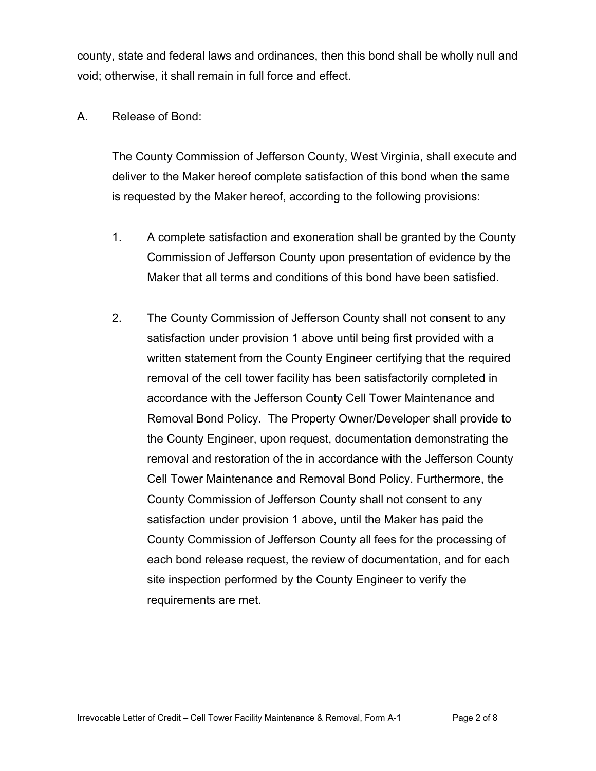county, state and federal laws and ordinances, then this bond shall be wholly null and void; otherwise, it shall remain in full force and effect.

A. Release of Bond:

The County Commission of Jefferson County, West Virginia, shall execute and deliver to the Maker hereof complete satisfaction of this bond when the same is requested by the Maker hereof, according to the following provisions:

1. A complete satisfaction and exoneration shall be granted by the County Commission of Jefferson County upon presentation of evidence by the Maker that all terms and conditions of this bond have been satisfied.

2. The County Commission of Jefferson County shall not consent to any satisfaction under provision 1 above until being first provided with a written statement from the County Engineer certifying that the required removal of the cell tower facility has been satisfactorily completed in accordance with the Jefferson County Cell Tower Maintenance and Removal Bond Policy. The Property Owner/Developer shall provide to the County Engineer, upon request, documentation demonstrating the removal and restoration of the in accordance with the Jefferson County Cell Tower Maintenance and Removal Bond Policy. Furthermore, the County Commission of Jefferson County shall not consent to any satisfaction under provision 1 above, until the Maker has paid the County Commission of Jefferson County all fees for the processing of each bond release request, the review of documentation, and for each site inspection performed by the County Engineer to verify the requirements are met.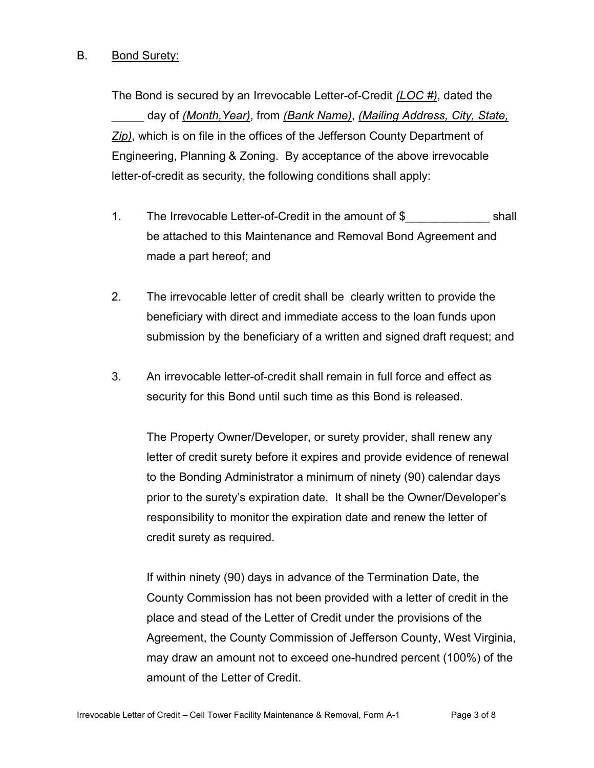B. Bond Surety:

The Bond is secured by an Irrevocable Letter-of-Credit ***(LOC #)***, dated the _____ day of ***(Month,Year)***, from ***(Bank Name)***, ***(Mailing Address, City, State, Zip)***, which is on file in the offices of the Jefferson County Department of Engineering, Planning & Zoning. By acceptance of the above irrevocable letter-of-credit as security, the following conditions shall apply:

1. The Irrevocable Letter-of-Credit in the amount of $_____________ shall be attached to this Maintenance and Removal Bond Agreement and made a part hereof; and

2. The irrevocable letter of credit shall be clearly written to provide the beneficiary with direct and immediate access to the loan funds upon submission by the beneficiary of a written and signed draft request; and

3. An irrevocable letter-of-credit shall remain in full force and effect as security for this Bond until such time as this Bond is released.

   The Property Owner/Developer, or surety provider, shall renew any letter of credit surety before it expires and provide evidence of renewal to the Bonding Administrator a minimum of ninety (90) calendar days prior to the surety's expiration date. It shall be the Owner/Developer's responsibility to monitor the expiration date and renew the letter of credit surety as required.

   If within ninety (90) days in advance of the Termination Date, the County Commission has not been provided with a letter of credit in the place and stead of the Letter of Credit under the provisions of the Agreement, the County Commission of Jefferson County, West Virginia, may draw an amount not to exceed one-hundred percent (100%) of the amount of the Letter of Credit.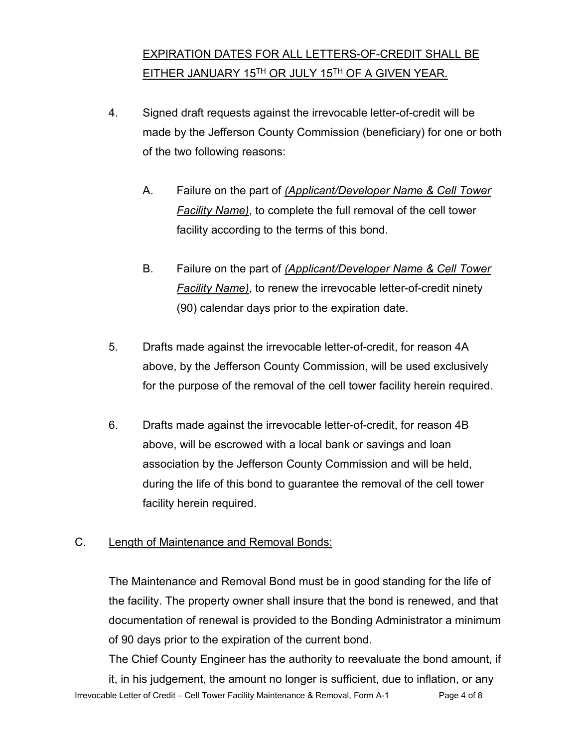EXPIRATION DATES FOR ALL LETTERS-OF-CREDIT SHALL BE EITHER JANUARY 15TH OR JULY 15TH OF A GIVEN YEAR.

4. Signed draft requests against the irrevocable letter-of-credit will be made by the Jefferson County Commission (beneficiary) for one or both of the two following reasons:

   A. Failure on the part of *(Applicant/Developer Name & Cell Tower Facility Name)*, to complete the full removal of the cell tower facility according to the terms of this bond.

   B. Failure on the part of *(Applicant/Developer Name & Cell Tower Facility Name)*, to renew the irrevocable letter-of-credit ninety (90) calendar days prior to the expiration date.

5. Drafts made against the irrevocable letter-of-credit, for reason 4A above, by the Jefferson County Commission, will be used exclusively for the purpose of the removal of the cell tower facility herein required.

6. Drafts made against the irrevocable letter-of-credit, for reason 4B above, will be escrowed with a local bank or savings and loan association by the Jefferson County Commission and will be held, during the life of this bond to guarantee the removal of the cell tower facility herein required.

C. Length of Maintenance and Removal Bonds:

The Maintenance and Removal Bond must be in good standing for the life of the facility. The property owner shall insure that the bond is renewed, and that documentation of renewal is provided to the Bonding Administrator a minimum of 90 days prior to the expiration of the current bond.

The Chief County Engineer has the authority to reevaluate the bond amount, if it, in his judgement, the amount no longer is sufficient, due to inflation, or any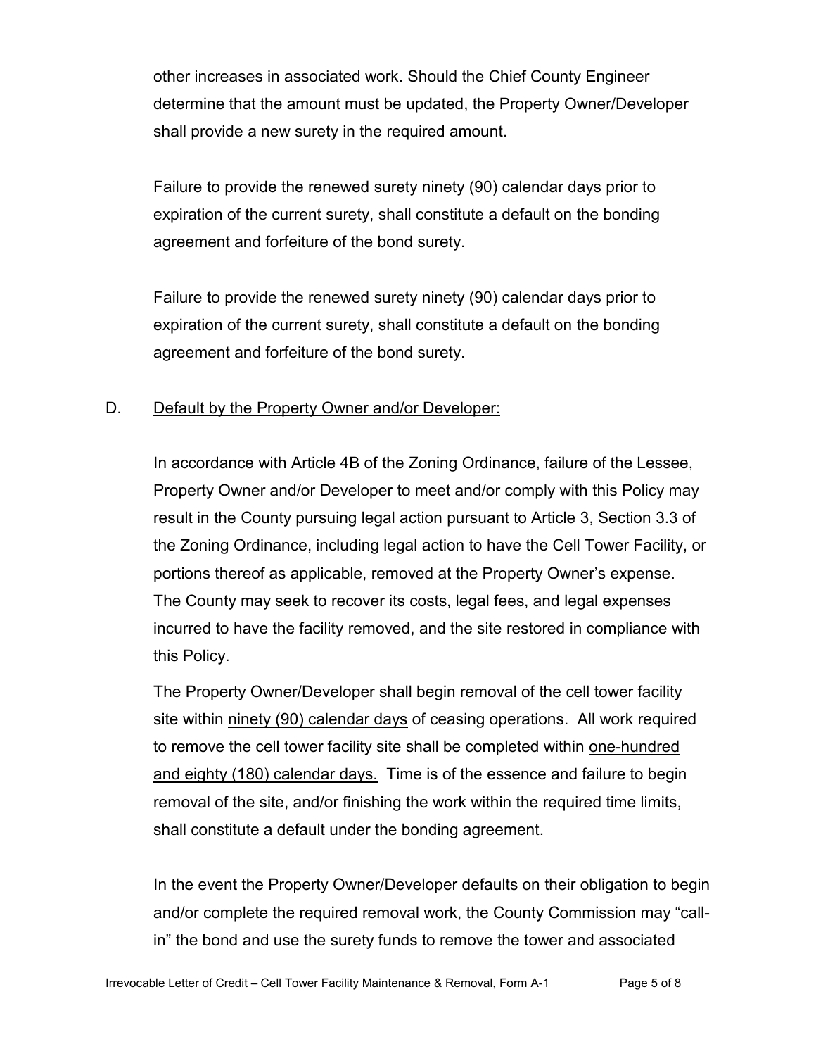other increases in associated work. Should the Chief County Engineer determine that the amount must be updated, the Property Owner/Developer shall provide a new surety in the required amount.

Failure to provide the renewed surety ninety (90) calendar days prior to expiration of the current surety, shall constitute a default on the bonding agreement and forfeiture of the bond surety.

Failure to provide the renewed surety ninety (90) calendar days prior to expiration of the current surety, shall constitute a default on the bonding agreement and forfeiture of the bond surety.

D. <u>Default by the Property Owner and/or Developer:</u>

In accordance with Article 4B of the Zoning Ordinance, failure of the Lessee, Property Owner and/or Developer to meet and/or comply with this Policy may result in the County pursuing legal action pursuant to Article 3, Section 3.3 of the Zoning Ordinance, including legal action to have the Cell Tower Facility, or portions thereof as applicable, removed at the Property Owner's expense. The County may seek to recover its costs, legal fees, and legal expenses incurred to have the facility removed, and the site restored in compliance with this Policy.

The Property Owner/Developer shall begin removal of the cell tower facility site within <u>ninety (90) calendar days</u> of ceasing operations. All work required to remove the cell tower facility site shall be completed within <u>one-hundred and eighty (180) calendar days.</u> Time is of the essence and failure to begin removal of the site, and/or finishing the work within the required time limits, shall constitute a default under the bonding agreement.

In the event the Property Owner/Developer defaults on their obligation to begin and/or complete the required removal work, the County Commission may "call-in" the bond and use the surety funds to remove the tower and associated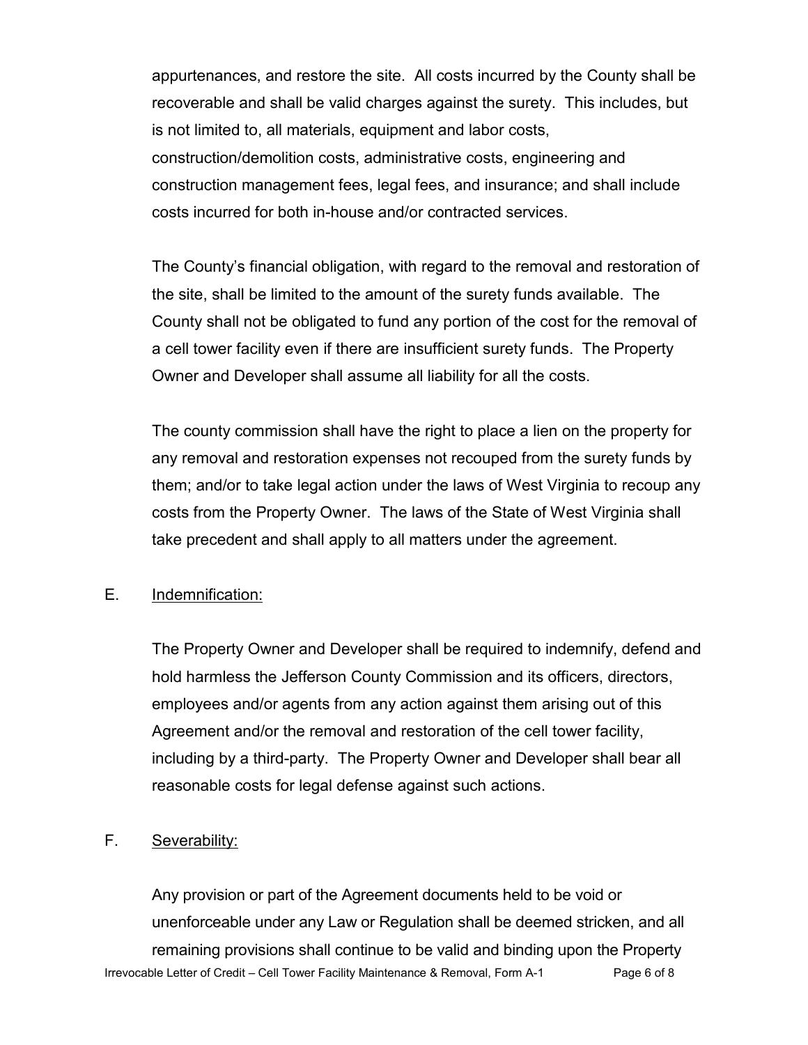appurtenances, and restore the site. All costs incurred by the County shall be recoverable and shall be valid charges against the surety. This includes, but is not limited to, all materials, equipment and labor costs, construction/demolition costs, administrative costs, engineering and construction management fees, legal fees, and insurance; and shall include costs incurred for both in-house and/or contracted services.

The County's financial obligation, with regard to the removal and restoration of the site, shall be limited to the amount of the surety funds available. The County shall not be obligated to fund any portion of the cost for the removal of a cell tower facility even if there are insufficient surety funds. The Property Owner and Developer shall assume all liability for all the costs.

The county commission shall have the right to place a lien on the property for any removal and restoration expenses not recouped from the surety funds by them; and/or to take legal action under the laws of West Virginia to recoup any costs from the Property Owner. The laws of the State of West Virginia shall take precedent and shall apply to all matters under the agreement.

E. <u>Indemnification:</u>

The Property Owner and Developer shall be required to indemnify, defend and hold harmless the Jefferson County Commission and its officers, directors, employees and/or agents from any action against them arising out of this Agreement and/or the removal and restoration of the cell tower facility, including by a third-party. The Property Owner and Developer shall bear all reasonable costs for legal defense against such actions.

F. <u>Severability:</u>

Any provision or part of the Agreement documents held to be void or unenforceable under any Law or Regulation shall be deemed stricken, and all remaining provisions shall continue to be valid and binding upon the Property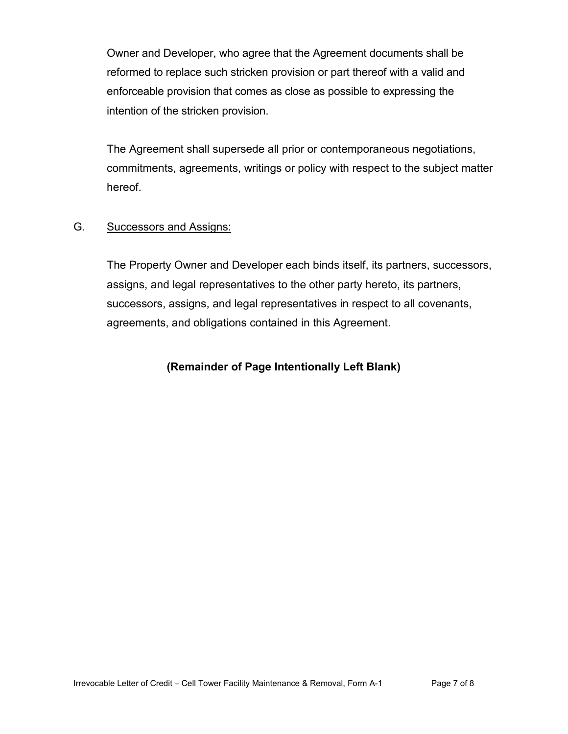Owner and Developer, who agree that the Agreement documents shall be reformed to replace such stricken provision or part thereof with a valid and enforceable provision that comes as close as possible to expressing the intention of the stricken provision.

The Agreement shall supersede all prior or contemporaneous negotiations, commitments, agreements, writings or policy with respect to the subject matter hereof.

G. Successors and Assigns:

The Property Owner and Developer each binds itself, its partners, successors, assigns, and legal representatives to the other party hereto, its partners, successors, assigns, and legal representatives in respect to all covenants, agreements, and obligations contained in this Agreement.

**(Remainder of Page Intentionally Left Blank)**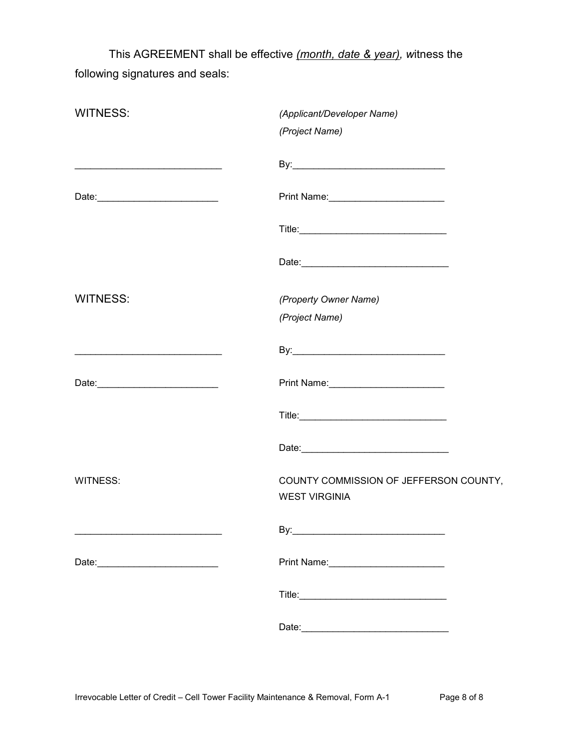This AGREEMENT shall be effective *(month, date & year)*, *w*itness the following signatures and seals:

| WITNESS: | *(Applicant/Developer Name)* |
|---|---|
| | *(Project Name)* |
| ___________________________ | By:____________________________ |
| Date:______________________ | Print Name:_____________________ |
| | Title:___________________________ |
| | Date:___________________________ |

| WITNESS: | *(Property Owner Name)* |
|---|---|
| | *(Project Name)* |
| ___________________________ | By:____________________________ |
| Date:______________________ | Print Name:_____________________ |
| | Title:___________________________ |
| | Date:___________________________ |

| WITNESS: | COUNTY COMMISSION OF JEFFERSON COUNTY, WEST VIRGINIA |
|---|---|
| ___________________________ | By:____________________________ |
| Date:______________________ | Print Name:_____________________ |
| | Title:___________________________ |
| | Date:___________________________ |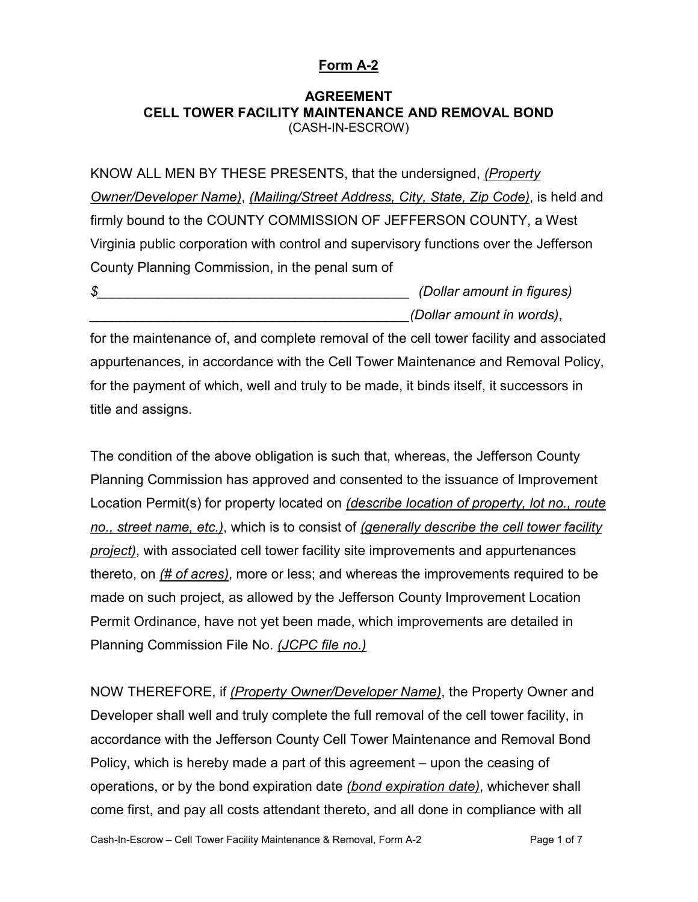**Form A-2**

**AGREEMENT**
**CELL TOWER FACILITY MAINTENANCE AND REMOVAL BOND**
(CASH-IN-ESCROW)

KNOW ALL MEN BY THESE PRESENTS, that the undersigned, *(Property Owner/Developer Name)*, *(Mailing/Street Address, City, State, Zip Code)*, is held and firmly bound to the COUNTY COMMISSION OF JEFFERSON COUNTY, a West Virginia public corporation with control and supervisory functions over the Jefferson County Planning Commission, in the penal sum of

$_________________________________________ *(Dollar amount in figures)*
__________________________________________*(Dollar amount in words)*,

for the maintenance of, and complete removal of the cell tower facility and associated appurtenances, in accordance with the Cell Tower Maintenance and Removal Policy, for the payment of which, well and truly to be made, it binds itself, it successors in title and assigns.

The condition of the above obligation is such that, whereas, the Jefferson County Planning Commission has approved and consented to the issuance of Improvement Location Permit(s) for property located on *(describe location of property, lot no., route no., street name, etc.)*, which is to consist of *(generally describe the cell tower facility project)*, with associated cell tower facility site improvements and appurtenances thereto, on *(# of acres)*, more or less; and whereas the improvements required to be made on such project, as allowed by the Jefferson County Improvement Location Permit Ordinance, have not yet been made, which improvements are detailed in Planning Commission File No. *(JCPC file no.)*

NOW THEREFORE, if *(Property Owner/Developer Name)*, the Property Owner and Developer shall well and truly complete the full removal of the cell tower facility, in accordance with the Jefferson County Cell Tower Maintenance and Removal Bond Policy, which is hereby made a part of this agreement – upon the ceasing of operations, or by the bond expiration date *(bond expiration date)*, whichever shall come first, and pay all costs attendant thereto, and all done in compliance with all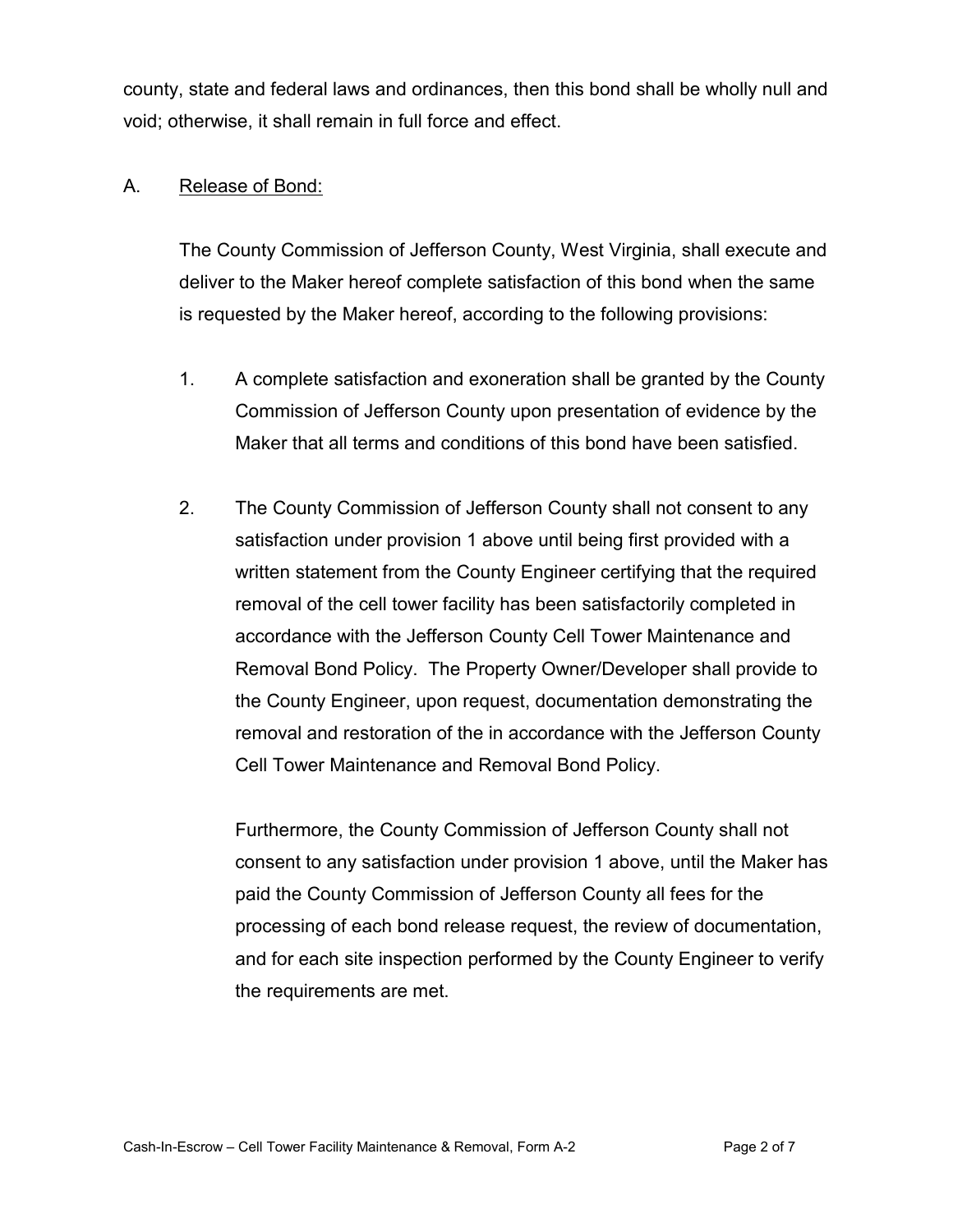county, state and federal laws and ordinances, then this bond shall be wholly null and void; otherwise, it shall remain in full force and effect.

A. Release of Bond:

The County Commission of Jefferson County, West Virginia, shall execute and deliver to the Maker hereof complete satisfaction of this bond when the same is requested by the Maker hereof, according to the following provisions:

1. A complete satisfaction and exoneration shall be granted by the County Commission of Jefferson County upon presentation of evidence by the Maker that all terms and conditions of this bond have been satisfied.

2. The County Commission of Jefferson County shall not consent to any satisfaction under provision 1 above until being first provided with a written statement from the County Engineer certifying that the required removal of the cell tower facility has been satisfactorily completed in accordance with the Jefferson County Cell Tower Maintenance and Removal Bond Policy. The Property Owner/Developer shall provide to the County Engineer, upon request, documentation demonstrating the removal and restoration of the in accordance with the Jefferson County Cell Tower Maintenance and Removal Bond Policy.

   Furthermore, the County Commission of Jefferson County shall not consent to any satisfaction under provision 1 above, until the Maker has paid the County Commission of Jefferson County all fees for the processing of each bond release request, the review of documentation, and for each site inspection performed by the County Engineer to verify the requirements are met.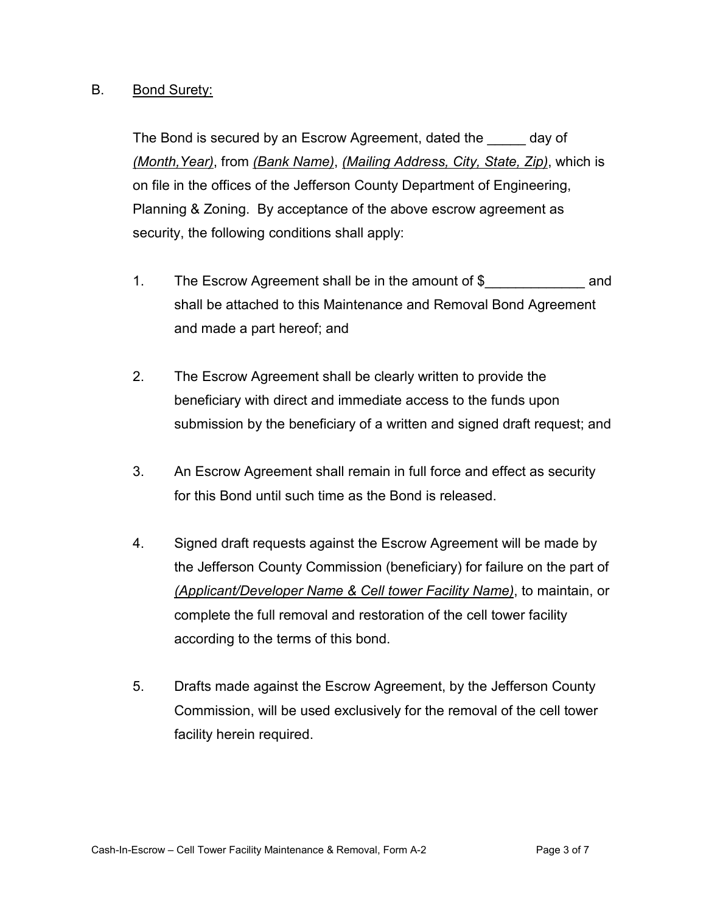B. <u>Bond Surety:</u>

The Bond is secured by an Escrow Agreement, dated the _____ day of <u>*(Month,Year)*</u>, from <u>*(Bank Name)*</u>, <u>*(Mailing Address, City, State, Zip)*</u>, which is on file in the offices of the Jefferson County Department of Engineering, Planning & Zoning. By acceptance of the above escrow agreement as security, the following conditions shall apply:

1. The Escrow Agreement shall be in the amount of $_____________ and shall be attached to this Maintenance and Removal Bond Agreement and made a part hereof; and

2. The Escrow Agreement shall be clearly written to provide the beneficiary with direct and immediate access to the funds upon submission by the beneficiary of a written and signed draft request; and

3. An Escrow Agreement shall remain in full force and effect as security for this Bond until such time as the Bond is released.

4. Signed draft requests against the Escrow Agreement will be made by the Jefferson County Commission (beneficiary) for failure on the part of <u>*(Applicant/Developer Name & Cell tower Facility Name)*</u>, to maintain, or complete the full removal and restoration of the cell tower facility according to the terms of this bond.

5. Drafts made against the Escrow Agreement, by the Jefferson County Commission, will be used exclusively for the removal of the cell tower facility herein required.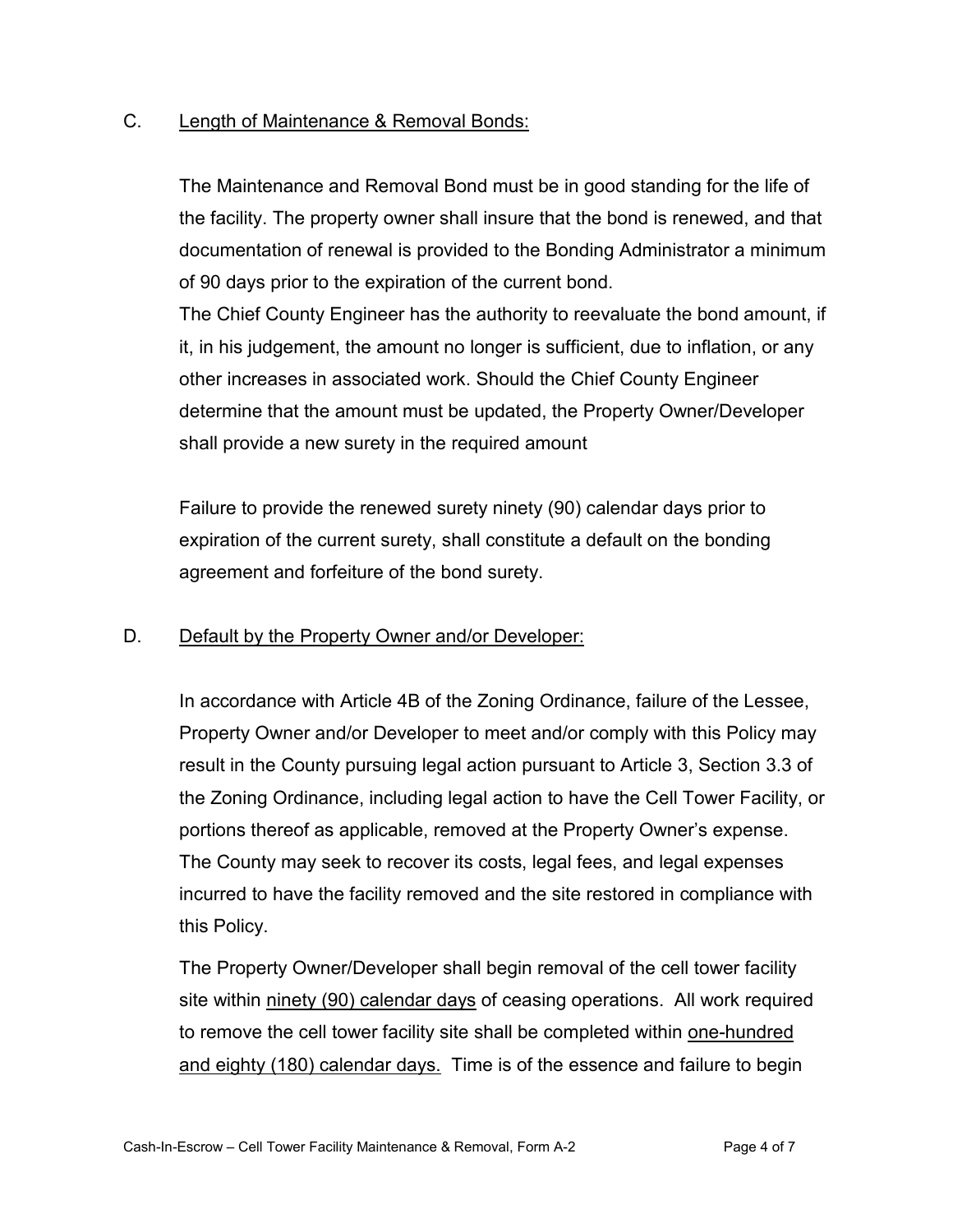C. <u>Length of Maintenance & Removal Bonds:</u>

The Maintenance and Removal Bond must be in good standing for the life of the facility. The property owner shall insure that the bond is renewed, and that documentation of renewal is provided to the Bonding Administrator a minimum of 90 days prior to the expiration of the current bond.

The Chief County Engineer has the authority to reevaluate the bond amount, if it, in his judgement, the amount no longer is sufficient, due to inflation, or any other increases in associated work. Should the Chief County Engineer determine that the amount must be updated, the Property Owner/Developer shall provide a new surety in the required amount

Failure to provide the renewed surety ninety (90) calendar days prior to expiration of the current surety, shall constitute a default on the bonding agreement and forfeiture of the bond surety.

D. <u>Default by the Property Owner and/or Developer:</u>

In accordance with Article 4B of the Zoning Ordinance, failure of the Lessee, Property Owner and/or Developer to meet and/or comply with this Policy may result in the County pursuing legal action pursuant to Article 3, Section 3.3 of the Zoning Ordinance, including legal action to have the Cell Tower Facility, or portions thereof as applicable, removed at the Property Owner's expense. The County may seek to recover its costs, legal fees, and legal expenses incurred to have the facility removed and the site restored in compliance with this Policy.

The Property Owner/Developer shall begin removal of the cell tower facility site within <u>ninety (90) calendar days</u> of ceasing operations. All work required to remove the cell tower facility site shall be completed within <u>one-hundred and eighty (180) calendar days.</u> Time is of the essence and failure to begin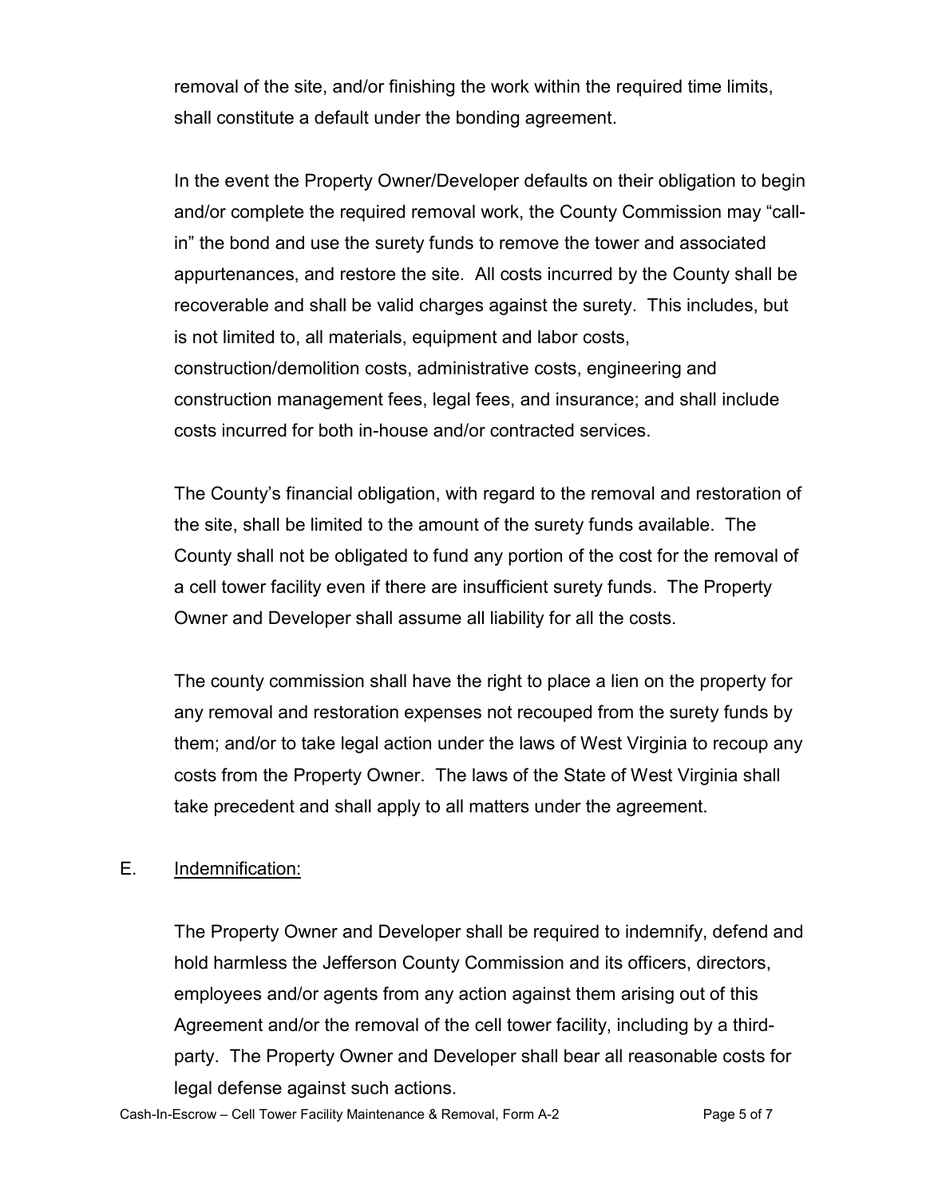removal of the site, and/or finishing the work within the required time limits, shall constitute a default under the bonding agreement.

In the event the Property Owner/Developer defaults on their obligation to begin and/or complete the required removal work, the County Commission may "call-in" the bond and use the surety funds to remove the tower and associated appurtenances, and restore the site. All costs incurred by the County shall be recoverable and shall be valid charges against the surety. This includes, but is not limited to, all materials, equipment and labor costs, construction/demolition costs, administrative costs, engineering and construction management fees, legal fees, and insurance; and shall include costs incurred for both in-house and/or contracted services.

The County's financial obligation, with regard to the removal and restoration of the site, shall be limited to the amount of the surety funds available. The County shall not be obligated to fund any portion of the cost for the removal of a cell tower facility even if there are insufficient surety funds. The Property Owner and Developer shall assume all liability for all the costs.

The county commission shall have the right to place a lien on the property for any removal and restoration expenses not recouped from the surety funds by them; and/or to take legal action under the laws of West Virginia to recoup any costs from the Property Owner. The laws of the State of West Virginia shall take precedent and shall apply to all matters under the agreement.

E. Indemnification:

The Property Owner and Developer shall be required to indemnify, defend and hold harmless the Jefferson County Commission and its officers, directors, employees and/or agents from any action against them arising out of this Agreement and/or the removal of the cell tower facility, including by a third-party. The Property Owner and Developer shall bear all reasonable costs for legal defense against such actions.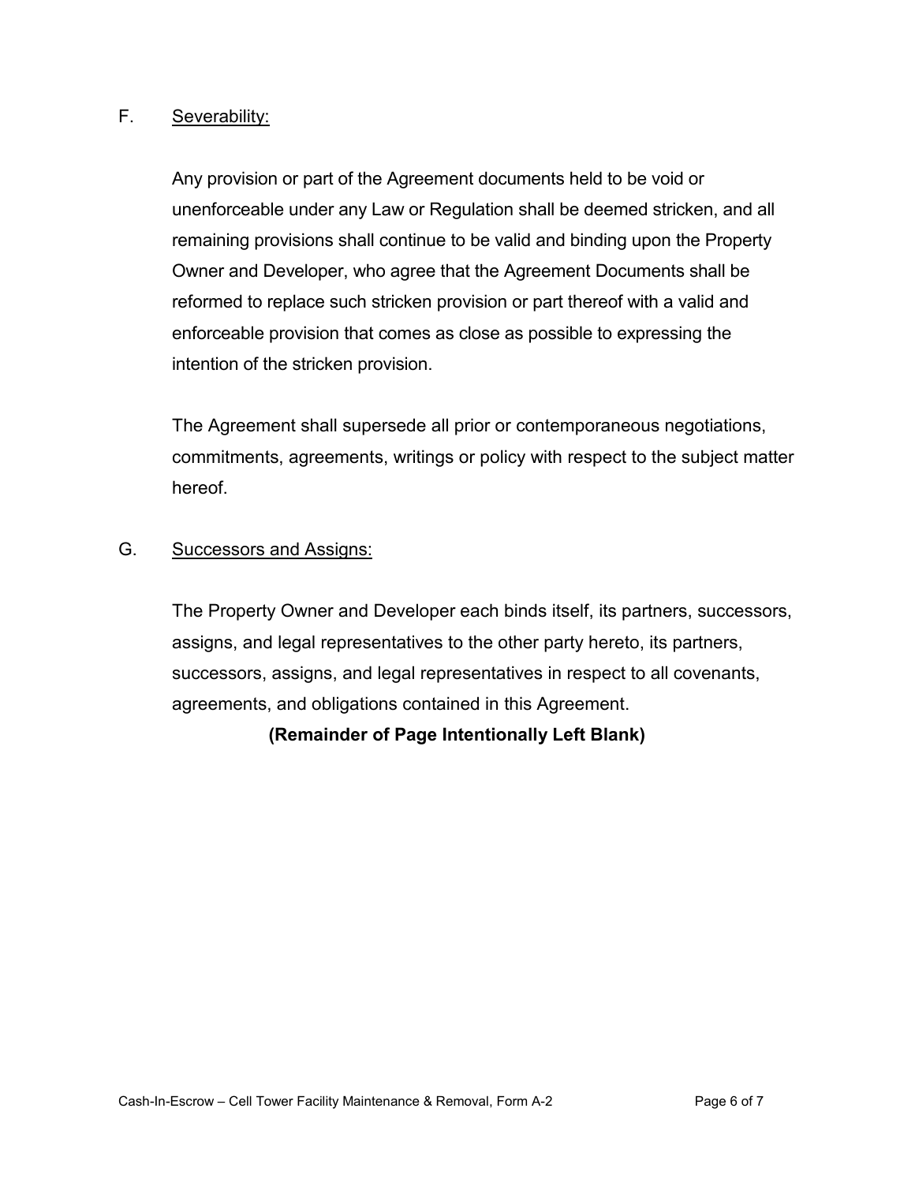F. <u>Severability:</u>

Any provision or part of the Agreement documents held to be void or unenforceable under any Law or Regulation shall be deemed stricken, and all remaining provisions shall continue to be valid and binding upon the Property Owner and Developer, who agree that the Agreement Documents shall be reformed to replace such stricken provision or part thereof with a valid and enforceable provision that comes as close as possible to expressing the intention of the stricken provision.

The Agreement shall supersede all prior or contemporaneous negotiations, commitments, agreements, writings or policy with respect to the subject matter hereof.

G. <u>Successors and Assigns:</u>

The Property Owner and Developer each binds itself, its partners, successors, assigns, and legal representatives to the other party hereto, its partners, successors, assigns, and legal representatives in respect to all covenants, agreements, and obligations contained in this Agreement.

**(Remainder of Page Intentionally Left Blank)**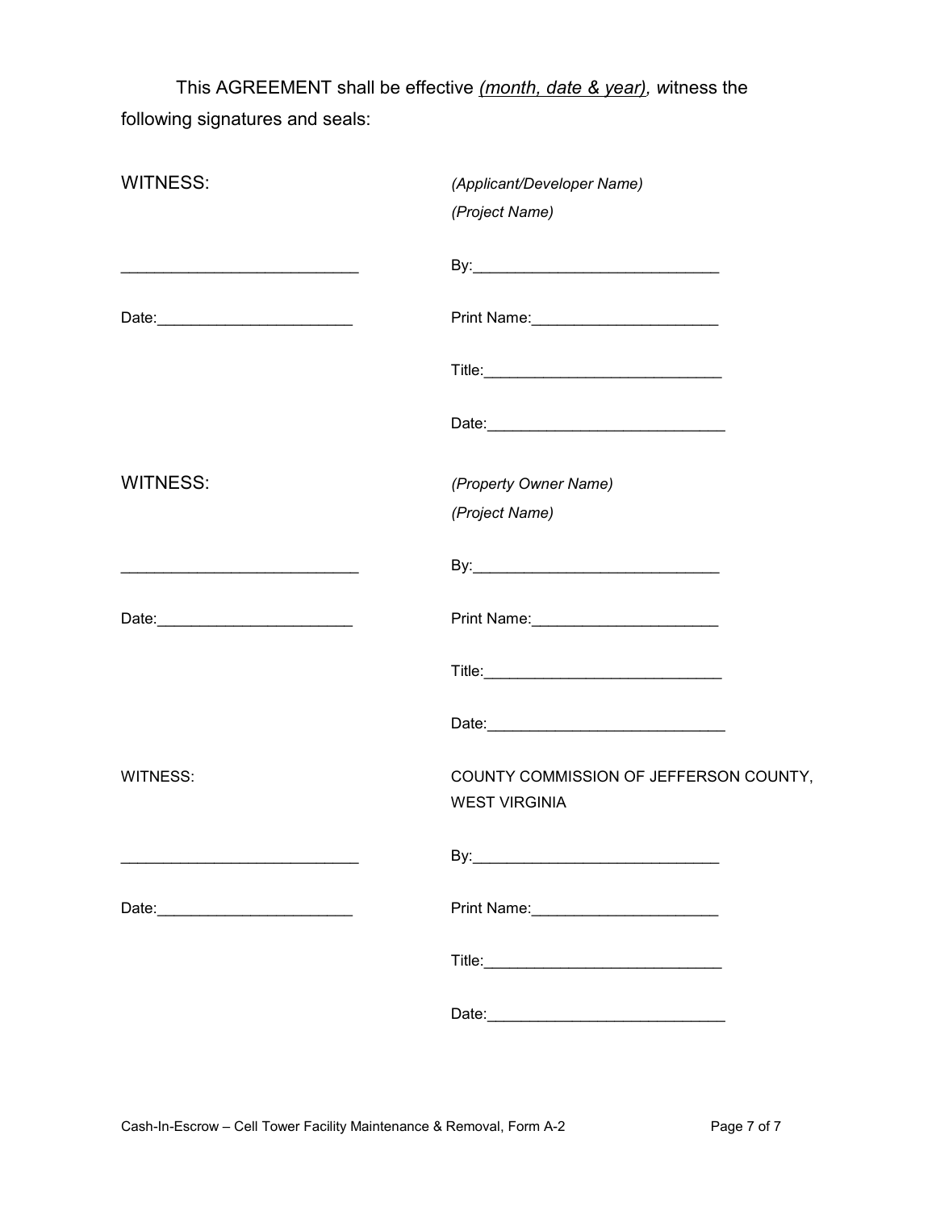This AGREEMENT shall be effective _(month, date & year)_, _w_itness the following signatures and seals:

| | |
|---|---|
| WITNESS: | _(Applicant/Developer Name)_<br>_(Project Name)_ |
| ___________________________ | By:____________________________ |
| Date:______________________ | Print Name:_____________________ |
| | Title:___________________________ |
| | Date:___________________________ |
| WITNESS: | _(Property Owner Name)_<br>_(Project Name)_ |
| ___________________________ | By:____________________________ |
| Date:______________________ | Print Name:_____________________ |
| | Title:___________________________ |
| | Date:___________________________ |
| WITNESS: | COUNTY COMMISSION OF JEFFERSON COUNTY, WEST VIRGINIA |
| ___________________________ | By:____________________________ |
| Date:______________________ | Print Name:_____________________ |
| | Title:___________________________ |
| | Date:___________________________ |

Cash-In-Escrow – Cell Tower Facility Maintenance & Removal, Form A-2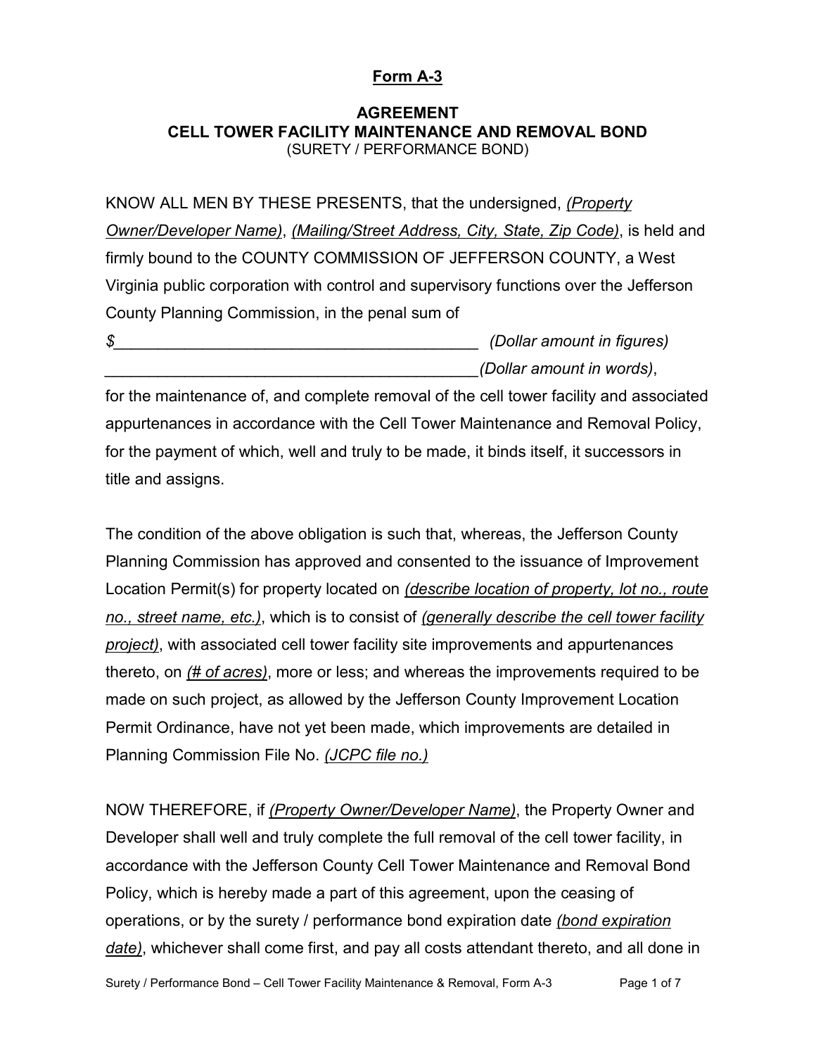**Form A-3**

**AGREEMENT**
**CELL TOWER FACILITY MAINTENANCE AND REMOVAL BOND**
(SURETY / PERFORMANCE BOND)

KNOW ALL MEN BY THESE PRESENTS, that the undersigned, *(Property Owner/Developer Name)*, *(Mailing/Street Address, City, State, Zip Code)*, is held and firmly bound to the COUNTY COMMISSION OF JEFFERSON COUNTY, a West Virginia public corporation with control and supervisory functions over the Jefferson County Planning Commission, in the penal sum of

$__________________________________________ *(Dollar amount in figures)*
___________________________________________*(Dollar amount in words)*,

for the maintenance of, and complete removal of the cell tower facility and associated appurtenances in accordance with the Cell Tower Maintenance and Removal Policy, for the payment of which, well and truly to be made, it binds itself, it successors in title and assigns.

The condition of the above obligation is such that, whereas, the Jefferson County Planning Commission has approved and consented to the issuance of Improvement Location Permit(s) for property located on *(describe location of property, lot no., route no., street name, etc.)*, which is to consist of *(generally describe the cell tower facility project)*, with associated cell tower facility site improvements and appurtenances thereto, on *(# of acres)*, more or less; and whereas the improvements required to be made on such project, as allowed by the Jefferson County Improvement Location Permit Ordinance, have not yet been made, which improvements are detailed in Planning Commission File No. *(JCPC file no.)*

NOW THEREFORE, if *(Property Owner/Developer Name)*, the Property Owner and Developer shall well and truly complete the full removal of the cell tower facility, in accordance with the Jefferson County Cell Tower Maintenance and Removal Bond Policy, which is hereby made a part of this agreement, upon the ceasing of operations, or by the surety / performance bond expiration date *(bond expiration date)*, whichever shall come first, and pay all costs attendant thereto, and all done in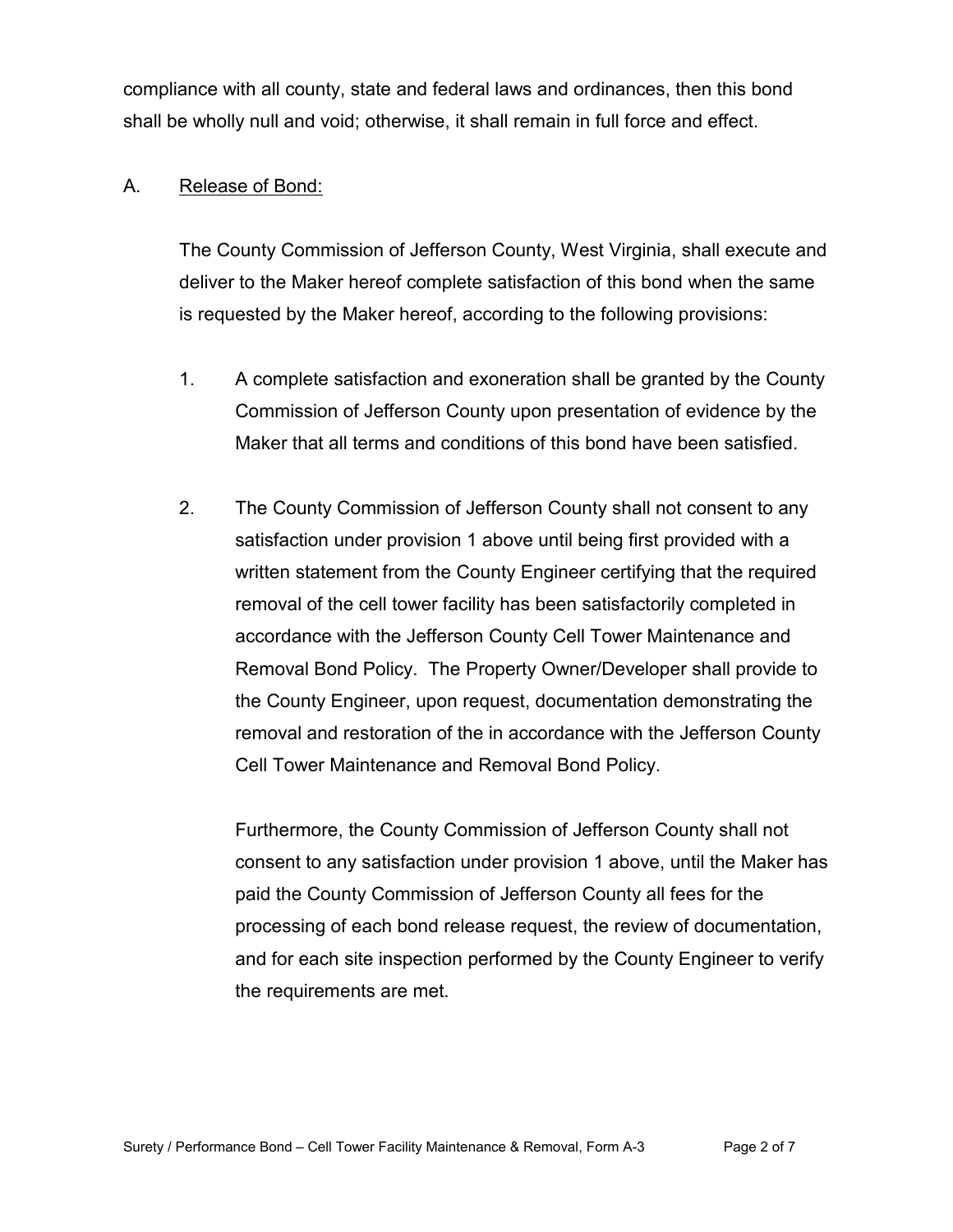compliance with all county, state and federal laws and ordinances, then this bond shall be wholly null and void; otherwise, it shall remain in full force and effect.

A. <u>Release of Bond:</u>

The County Commission of Jefferson County, West Virginia, shall execute and deliver to the Maker hereof complete satisfaction of this bond when the same is requested by the Maker hereof, according to the following provisions:

1. A complete satisfaction and exoneration shall be granted by the County Commission of Jefferson County upon presentation of evidence by the Maker that all terms and conditions of this bond have been satisfied.

2. The County Commission of Jefferson County shall not consent to any satisfaction under provision 1 above until being first provided with a written statement from the County Engineer certifying that the required removal of the cell tower facility has been satisfactorily completed in accordance with the Jefferson County Cell Tower Maintenance and Removal Bond Policy. The Property Owner/Developer shall provide to the County Engineer, upon request, documentation demonstrating the removal and restoration of the in accordance with the Jefferson County Cell Tower Maintenance and Removal Bond Policy.

   Furthermore, the County Commission of Jefferson County shall not consent to any satisfaction under provision 1 above, until the Maker has paid the County Commission of Jefferson County all fees for the processing of each bond release request, the review of documentation, and for each site inspection performed by the County Engineer to verify the requirements are met.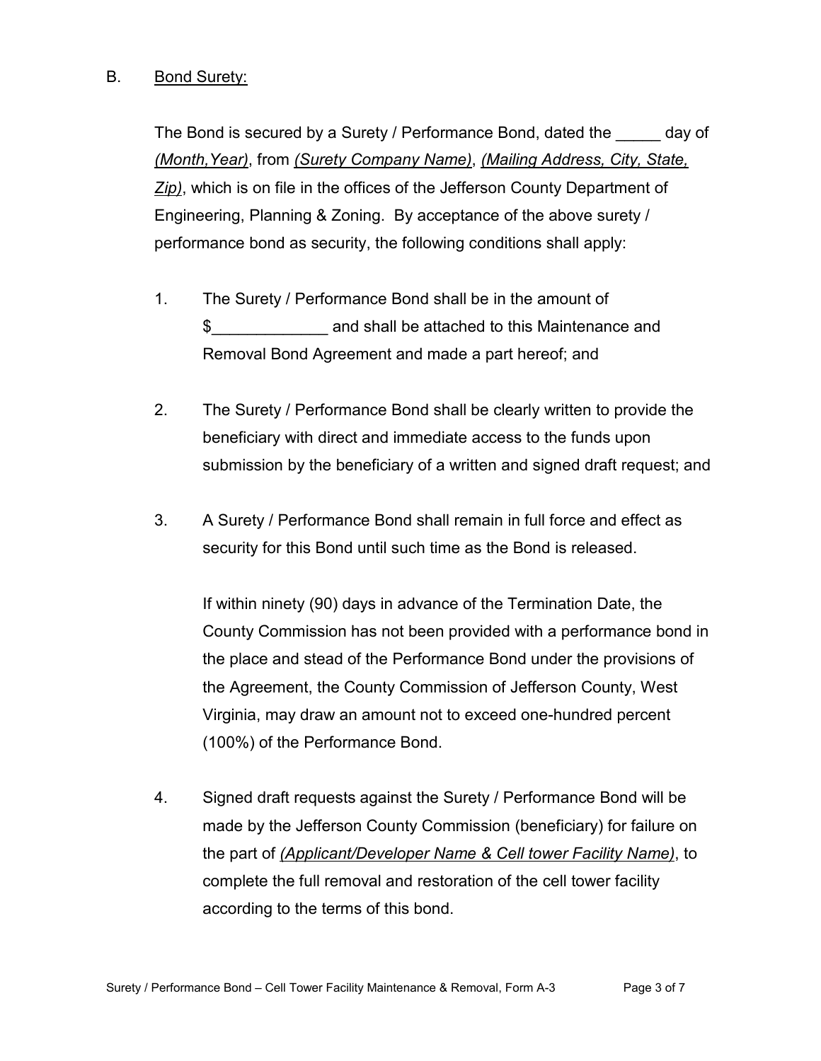B. Bond Surety:

The Bond is secured by a Surety / Performance Bond, dated the _____ day of *(Month,Year)*, from *(Surety Company Name)*, *(Mailing Address, City, State, Zip)*, which is on file in the offices of the Jefferson County Department of Engineering, Planning & Zoning. By acceptance of the above surety / performance bond as security, the following conditions shall apply:

1. The Surety / Performance Bond shall be in the amount of $_____________ and shall be attached to this Maintenance and Removal Bond Agreement and made a part hereof; and

2. The Surety / Performance Bond shall be clearly written to provide the beneficiary with direct and immediate access to the funds upon submission by the beneficiary of a written and signed draft request; and

3. A Surety / Performance Bond shall remain in full force and effect as security for this Bond until such time as the Bond is released.

   If within ninety (90) days in advance of the Termination Date, the County Commission has not been provided with a performance bond in the place and stead of the Performance Bond under the provisions of the Agreement, the County Commission of Jefferson County, West Virginia, may draw an amount not to exceed one-hundred percent (100%) of the Performance Bond.

4. Signed draft requests against the Surety / Performance Bond will be made by the Jefferson County Commission (beneficiary) for failure on the part of *(Applicant/Developer Name & Cell tower Facility Name)*, to complete the full removal and restoration of the cell tower facility according to the terms of this bond.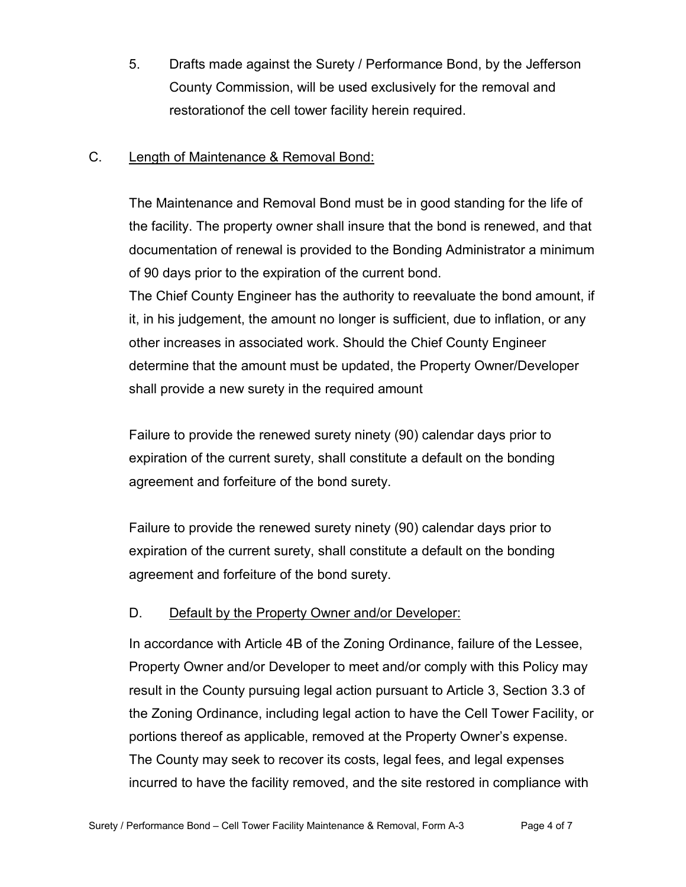5. Drafts made against the Surety / Performance Bond, by the Jefferson County Commission, will be used exclusively for the removal and restorationof the cell tower facility herein required.

C. <u>Length of Maintenance & Removal Bond:</u>

The Maintenance and Removal Bond must be in good standing for the life of the facility. The property owner shall insure that the bond is renewed, and that documentation of renewal is provided to the Bonding Administrator a minimum of 90 days prior to the expiration of the current bond.
The Chief County Engineer has the authority to reevaluate the bond amount, if it, in his judgement, the amount no longer is sufficient, due to inflation, or any other increases in associated work. Should the Chief County Engineer determine that the amount must be updated, the Property Owner/Developer shall provide a new surety in the required amount

Failure to provide the renewed surety ninety (90) calendar days prior to expiration of the current surety, shall constitute a default on the bonding agreement and forfeiture of the bond surety.

Failure to provide the renewed surety ninety (90) calendar days prior to expiration of the current surety, shall constitute a default on the bonding agreement and forfeiture of the bond surety.

D. <u>Default by the Property Owner and/or Developer:</u>

In accordance with Article 4B of the Zoning Ordinance, failure of the Lessee, Property Owner and/or Developer to meet and/or comply with this Policy may result in the County pursuing legal action pursuant to Article 3, Section 3.3 of the Zoning Ordinance, including legal action to have the Cell Tower Facility, or portions thereof as applicable, removed at the Property Owner's expense. The County may seek to recover its costs, legal fees, and legal expenses incurred to have the facility removed, and the site restored in compliance with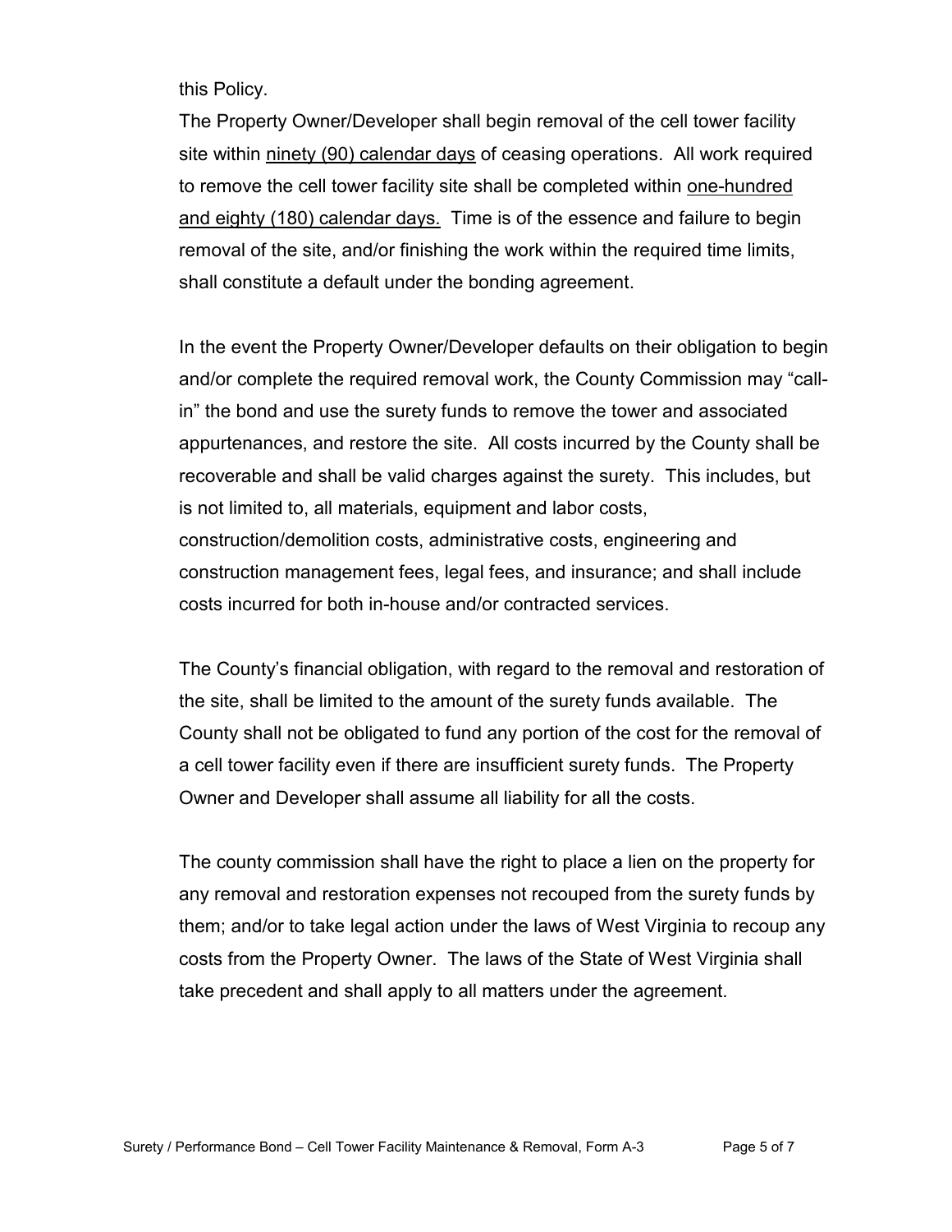this Policy.

The Property Owner/Developer shall begin removal of the cell tower facility site within <u>ninety (90) calendar days</u> of ceasing operations. All work required to remove the cell tower facility site shall be completed within <u>one-hundred and eighty (180) calendar days.</u> Time is of the essence and failure to begin removal of the site, and/or finishing the work within the required time limits, shall constitute a default under the bonding agreement.

In the event the Property Owner/Developer defaults on their obligation to begin and/or complete the required removal work, the County Commission may "call-in" the bond and use the surety funds to remove the tower and associated appurtenances, and restore the site. All costs incurred by the County shall be recoverable and shall be valid charges against the surety. This includes, but is not limited to, all materials, equipment and labor costs, construction/demolition costs, administrative costs, engineering and construction management fees, legal fees, and insurance; and shall include costs incurred for both in-house and/or contracted services.

The County's financial obligation, with regard to the removal and restoration of the site, shall be limited to the amount of the surety funds available. The County shall not be obligated to fund any portion of the cost for the removal of a cell tower facility even if there are insufficient surety funds. The Property Owner and Developer shall assume all liability for all the costs.

The county commission shall have the right to place a lien on the property for any removal and restoration expenses not recouped from the surety funds by them; and/or to take legal action under the laws of West Virginia to recoup any costs from the Property Owner. The laws of the State of West Virginia shall take precedent and shall apply to all matters under the agreement.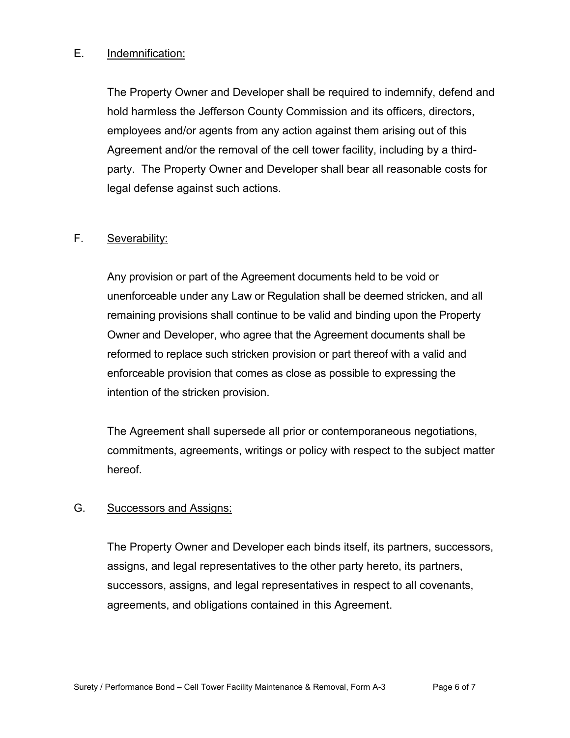E. Indemnification:

The Property Owner and Developer shall be required to indemnify, defend and hold harmless the Jefferson County Commission and its officers, directors, employees and/or agents from any action against them arising out of this Agreement and/or the removal of the cell tower facility, including by a third-party. The Property Owner and Developer shall bear all reasonable costs for legal defense against such actions.

F. Severability:

Any provision or part of the Agreement documents held to be void or unenforceable under any Law or Regulation shall be deemed stricken, and all remaining provisions shall continue to be valid and binding upon the Property Owner and Developer, who agree that the Agreement documents shall be reformed to replace such stricken provision or part thereof with a valid and enforceable provision that comes as close as possible to expressing the intention of the stricken provision.

The Agreement shall supersede all prior or contemporaneous negotiations, commitments, agreements, writings or policy with respect to the subject matter hereof.

G. Successors and Assigns:

The Property Owner and Developer each binds itself, its partners, successors, assigns, and legal representatives to the other party hereto, its partners, successors, assigns, and legal representatives in respect to all covenants, agreements, and obligations contained in this Agreement.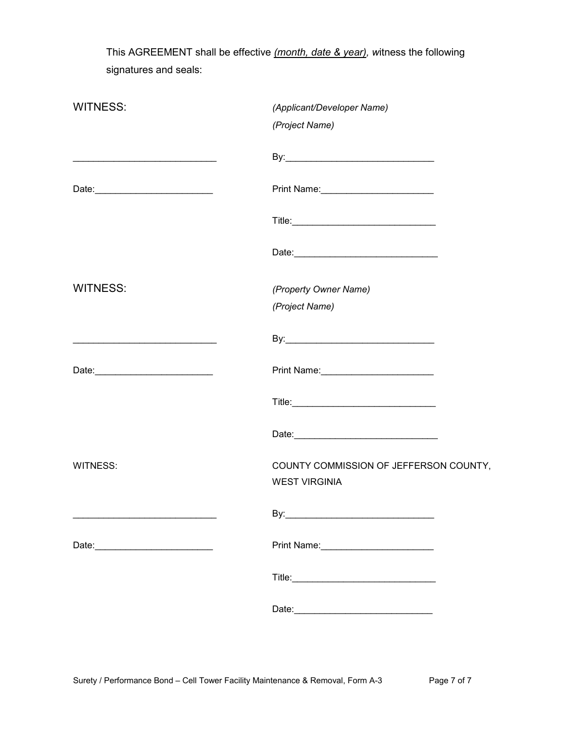This AGREEMENT shall be effective _(month, date & year)_, _w_itness the following signatures and seals:

| WITNESS: | *(Applicant/Developer Name)*<br>*(Project Name)* |
|---|---|
| ____________________________ | By:_____________________________ |
| Date:_______________________ | Print Name:_____________________ |
| | Title:___________________________ |
| | Date:___________________________ |
| WITNESS: | *(Property Owner Name)*<br>*(Project Name)* |
| ____________________________ | By:_____________________________ |
| Date:_______________________ | Print Name:_____________________ |
| | Title:___________________________ |
| | Date:___________________________ |
| WITNESS: | COUNTY COMMISSION OF JEFFERSON COUNTY, WEST VIRGINIA |
| ____________________________ | By:_____________________________ |
| Date:_______________________ | Print Name:_____________________ |
| | Title:___________________________ |
| | Date:__________________________ |

Surety / Performance Bond – Cell Tower Facility Maintenance & Removal, Form A-3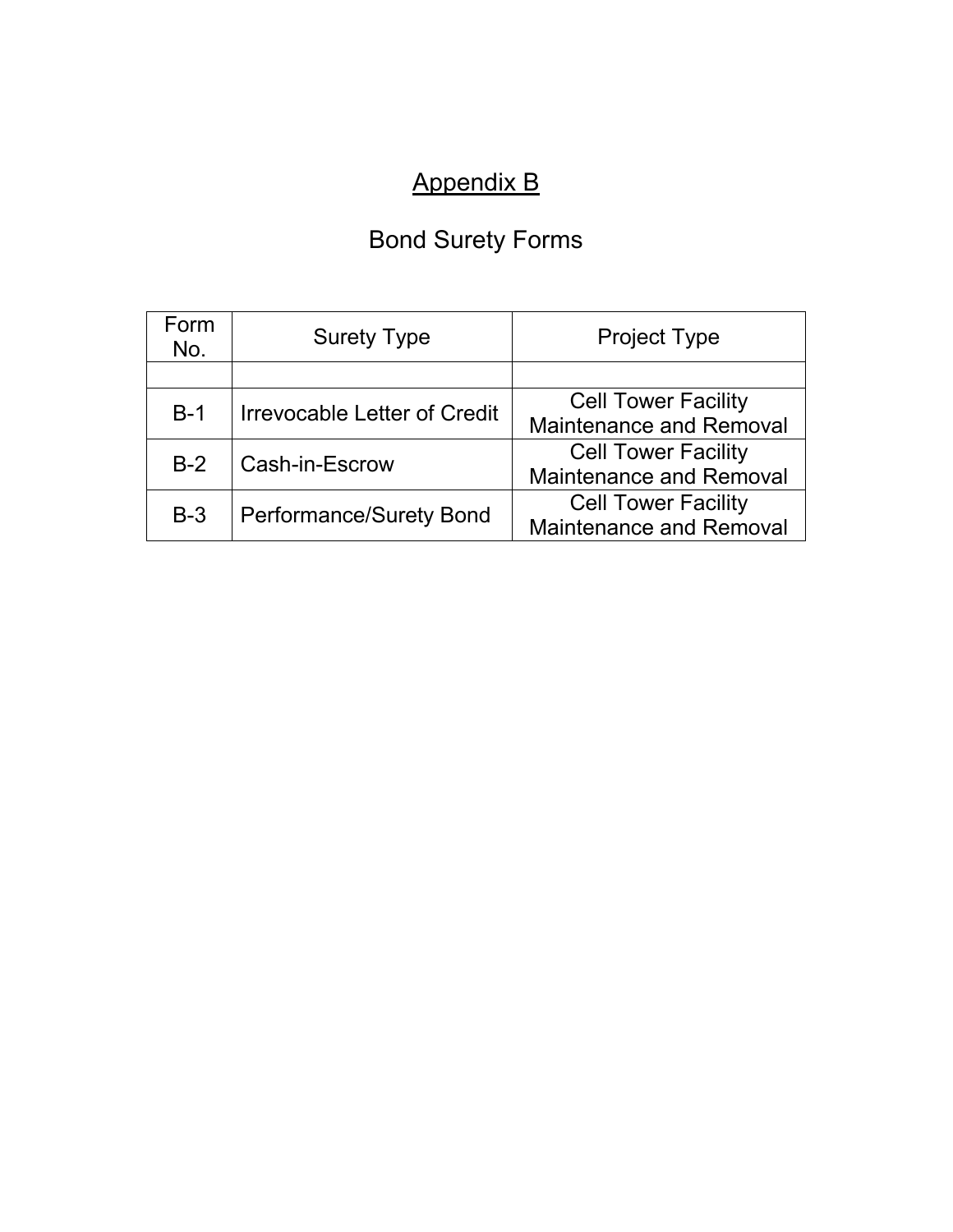# Appendix B

## Bond Surety Forms

| Form No. | Surety Type | Project Type |
|---|---|---|
| | | |
| B-1 | Irrevocable Letter of Credit | Cell Tower Facility Maintenance and Removal |
| B-2 | Cash-in-Escrow | Cell Tower Facility Maintenance and Removal |
| B-3 | Performance/Surety Bond | Cell Tower Facility Maintenance and Removal |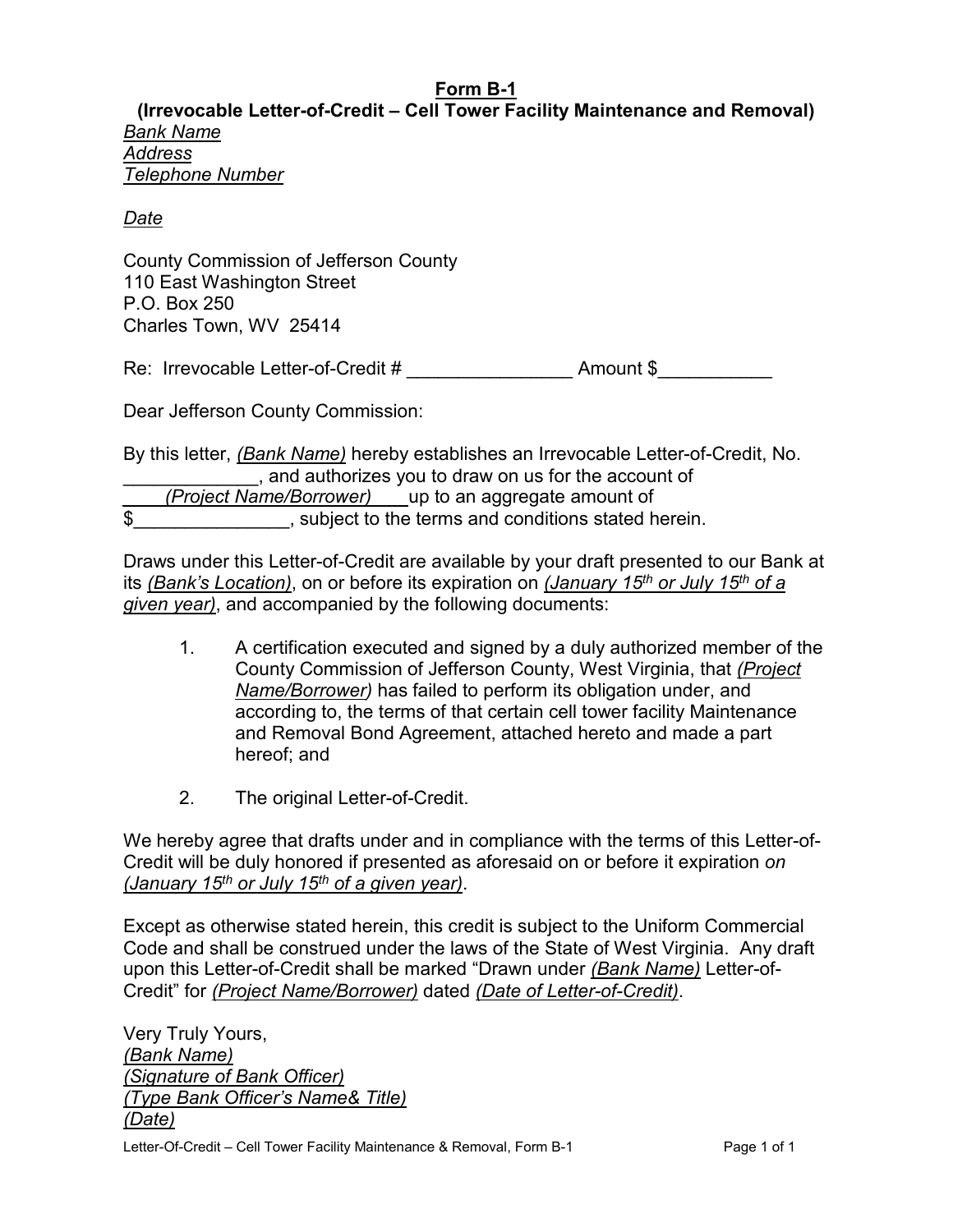**Form B-1**

**(Irrevocable Letter-of-Credit – Cell Tower Facility Maintenance and Removal)**

*Bank Name*
*Address*
*Telephone Number*

*Date*

County Commission of Jefferson County
110 East Washington Street
P.O. Box 250
Charles Town, WV 25414

Re: Irrevocable Letter-of-Credit # ________________ Amount $___________

Dear Jefferson County Commission:

By this letter, *(Bank Name)* hereby establishes an Irrevocable Letter-of-Credit, No. _____________, and authorizes you to draw on us for the account of *(Project Name/Borrower)* up to an aggregate amount of $_______________, subject to the terms and conditions stated herein.

Draws under this Letter-of-Credit are available by your draft presented to our Bank at its *(Bank's Location)*, on or before its expiration on *(January 15th or July 15th of a given year)*, and accompanied by the following documents:

1. A certification executed and signed by a duly authorized member of the County Commission of Jefferson County, West Virginia, that *(Project Name/Borrower)* has failed to perform its obligation under, and according to, the terms of that certain cell tower facility Maintenance and Removal Bond Agreement, attached hereto and made a part hereof; and

2. The original Letter-of-Credit.

We hereby agree that drafts under and in compliance with the terms of this Letter-of-Credit will be duly honored if presented as aforesaid on or before it expiration *on (January 15th or July 15th of a given year)*.

Except as otherwise stated herein, this credit is subject to the Uniform Commercial Code and shall be construed under the laws of the State of West Virginia. Any draft upon this Letter-of-Credit shall be marked "Drawn under *(Bank Name)* Letter-of-Credit" for *(Project Name/Borrower)* dated *(Date of Letter-of-Credit)*.

Very Truly Yours,
*(Bank Name)*
*(Signature of Bank Officer)*
*(Type Bank Officer's Name& Title)*
*(Date)*

Letter-Of-Credit – Cell Tower Facility Maintenance & Removal, Form B-1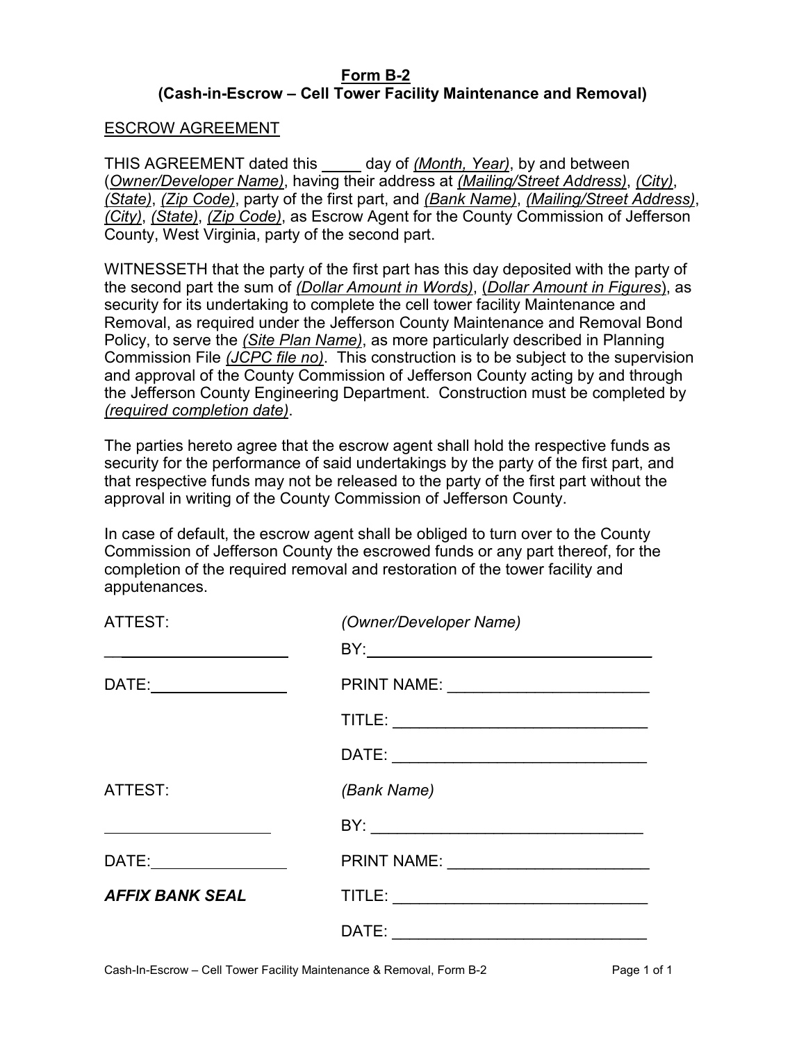# **Form B-2**
## **(Cash-in-Escrow – Cell Tower Facility Maintenance and Removal)**

ESCROW AGREEMENT

THIS AGREEMENT dated this _____ day of *(Month, Year)*, by and between (*Owner/Developer Name)*, having their address at *(Mailing/Street Address)*, *(City)*, *(State)*, *(Zip Code)*, party of the first part, and *(Bank Name)*, *(Mailing/Street Address)*, *(City)*, *(State)*, *(Zip Code)*, as Escrow Agent for the County Commission of Jefferson County, West Virginia, party of the second part.

WITNESSETH that the party of the first part has this day deposited with the party of the second part the sum of *(Dollar Amount in Words)*, (*Dollar Amount in Figures*), as security for its undertaking to complete the cell tower facility Maintenance and Removal, as required under the Jefferson County Maintenance and Removal Bond Policy, to serve the *(Site Plan Name)*, as more particularly described in Planning Commission File *(JCPC file no)*. This construction is to be subject to the supervision and approval of the County Commission of Jefferson County acting by and through the Jefferson County Engineering Department. Construction must be completed by *(required completion date)*.

The parties hereto agree that the escrow agent shall hold the respective funds as security for the performance of said undertakings by the party of the first part, and that respective funds may not be released to the party of the first part without the approval in writing of the County Commission of Jefferson County.

In case of default, the escrow agent shall be obliged to turn over to the County Commission of Jefferson County the escrowed funds or any part thereof, for the completion of the required removal and restoration of the tower facility and apputenances.

ATTEST: *(Owner/Developer Name)*

______________________ BY: ______________________________

DATE: ________________ PRINT NAME: ______________________

TITLE: ___________________________

DATE: ___________________________

ATTEST: *(Bank Name)*

______________________ BY: ______________________________

DATE: ________________ PRINT NAME: ______________________

***AFFIX BANK SEAL*** TITLE: ___________________________

DATE: ___________________________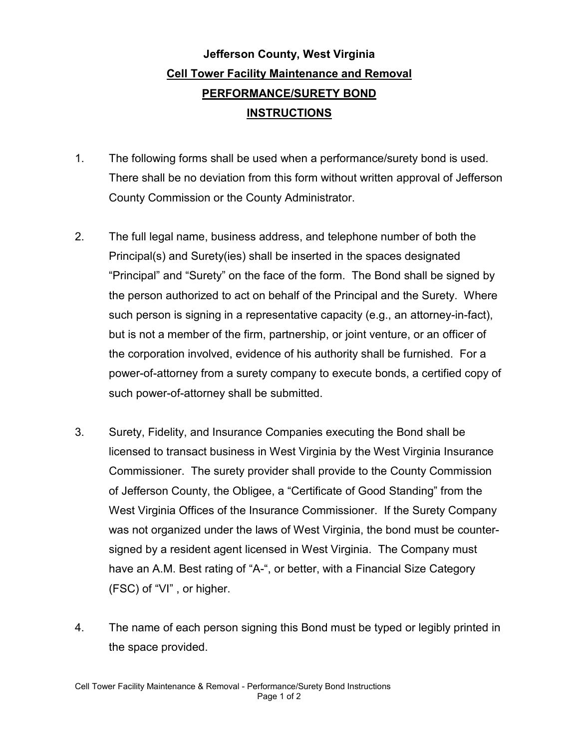# Jefferson County, West Virginia

## Cell Tower Facility Maintenance and Removal

## PERFORMANCE/SURETY BOND

## INSTRUCTIONS

1. The following forms shall be used when a performance/surety bond is used. There shall be no deviation from this form without written approval of Jefferson County Commission or the County Administrator.

2. The full legal name, business address, and telephone number of both the Principal(s) and Surety(ies) shall be inserted in the spaces designated "Principal" and "Surety" on the face of the form. The Bond shall be signed by the person authorized to act on behalf of the Principal and the Surety. Where such person is signing in a representative capacity (e.g., an attorney-in-fact), but is not a member of the firm, partnership, or joint venture, or an officer of the corporation involved, evidence of his authority shall be furnished. For a power-of-attorney from a surety company to execute bonds, a certified copy of such power-of-attorney shall be submitted.

3. Surety, Fidelity, and Insurance Companies executing the Bond shall be licensed to transact business in West Virginia by the West Virginia Insurance Commissioner. The surety provider shall provide to the County Commission of Jefferson County, the Obligee, a "Certificate of Good Standing" from the West Virginia Offices of the Insurance Commissioner. If the Surety Company was not organized under the laws of West Virginia, the bond must be counter-signed by a resident agent licensed in West Virginia. The Company must have an A.M. Best rating of "A-", or better, with a Financial Size Category (FSC) of "VI" , or higher.

4. The name of each person signing this Bond must be typed or legibly printed in the space provided.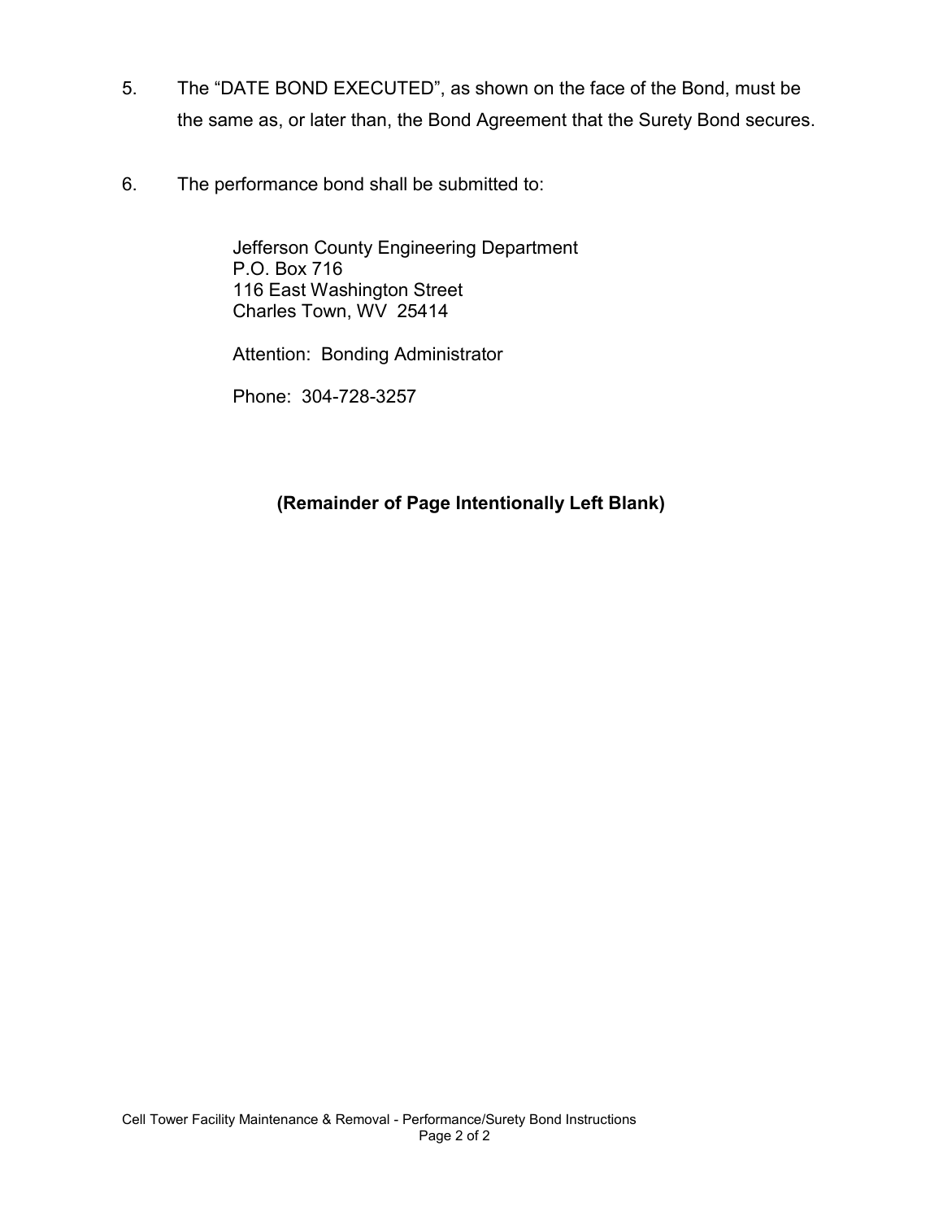5. The “DATE BOND EXECUTED”, as shown on the face of the Bond, must be the same as, or later than, the Bond Agreement that the Surety Bond secures.

6. The performance bond shall be submitted to:

   Jefferson County Engineering Department
   P.O. Box 716
   116 East Washington Street
   Charles Town, WV 25414

   Attention: Bonding Administrator

   Phone: 304-728-3257

**(Remainder of Page Intentionally Left Blank)**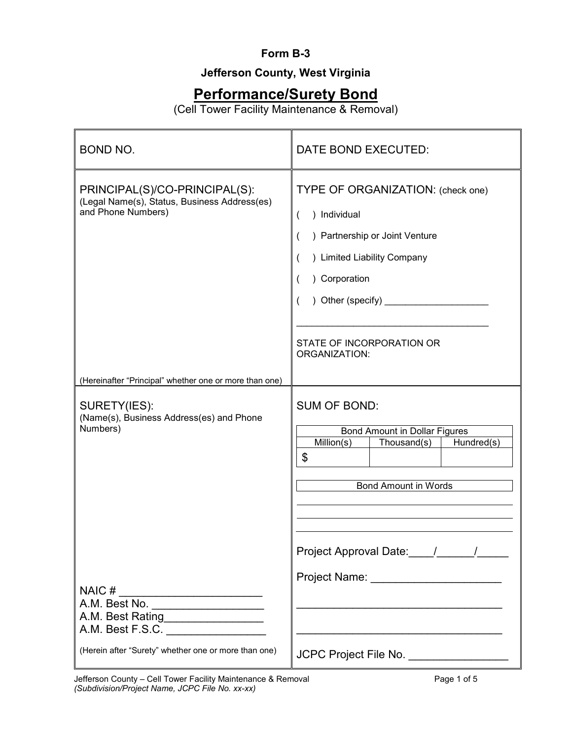**Form B-3**

**Jefferson County, West Virginia**

# Performance/Surety Bond

(Cell Tower Facility Maintenance & Removal)

| BOND NO. | DATE BOND EXECUTED: |
|---|---|
| PRINCIPAL(S)/CO-PRINCIPAL(S):<br>(Legal Name(s), Status, Business Address(es) and Phone Numbers)<br><br>(Hereinafter "Principal" whether one or more than one) | TYPE OF ORGANIZATION: (check one)<br>(  ) Individual<br>(  ) Partnership or Joint Venture<br>(  ) Limited Liability Company<br>(  ) Corporation<br>(  ) Other (specify) ____________________<br>___________________________________<br><br>STATE OF INCORPORATION OR ORGANIZATION: |
| SURETY(IES):<br>(Name(s), Business Address(es) and Phone Numbers)<br><br>NAIC # ______________________<br>A.M. Best No. _________________<br>A.M. Best Rating________________<br>A.M. Best F.S.C. ________________<br><br>(Herein after "Surety" whether one or more than one) | SUM OF BOND:<br><br>Bond Amount in Dollar Figures<br>Million(s) \| Thousand(s) \| Hundred(s)<br>$<br><br>Bond Amount in Words<br>___________________________________<br>___________________________________<br>___________________________________<br><br>Project Approval Date:____/______/_____<br><br>Project Name: ____________________<br>___________________________________<br>___________________________________<br><br>JCPC Project File No. _______________ |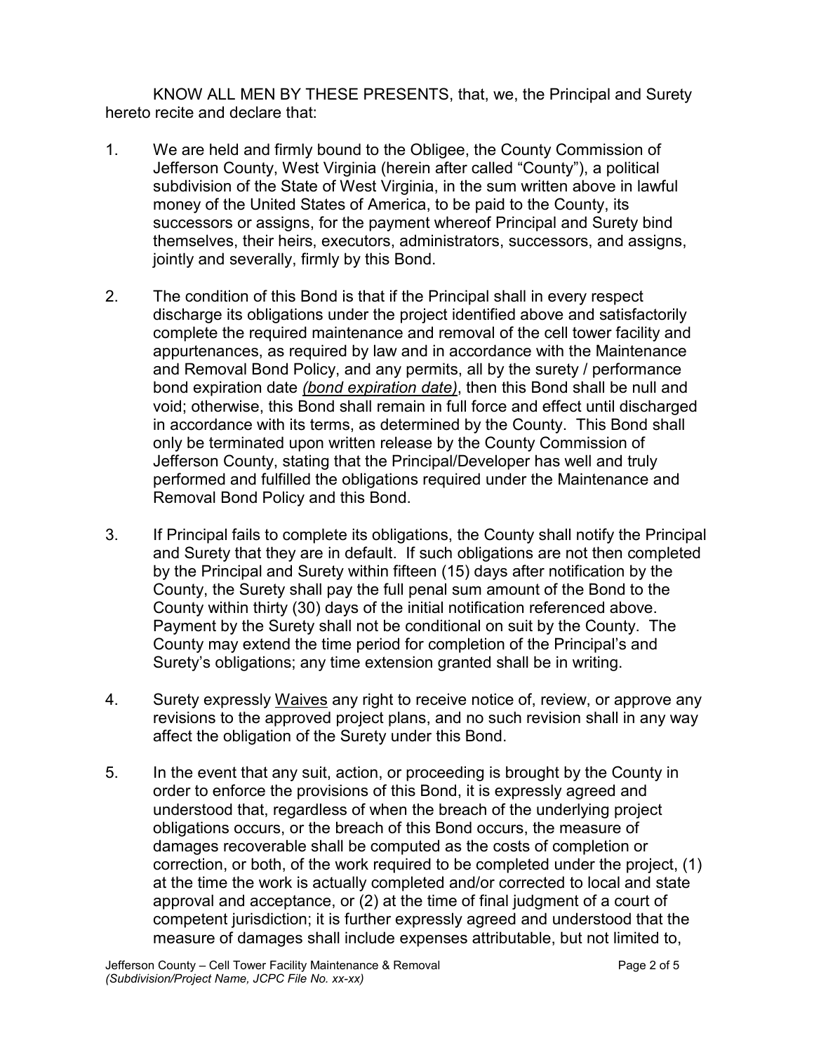KNOW ALL MEN BY THESE PRESENTS, that, we, the Principal and Surety hereto recite and declare that:

1. We are held and firmly bound to the Obligee, the County Commission of Jefferson County, West Virginia (herein after called "County"), a political subdivision of the State of West Virginia, in the sum written above in lawful money of the United States of America, to be paid to the County, its successors or assigns, for the payment whereof Principal and Surety bind themselves, their heirs, executors, administrators, successors, and assigns, jointly and severally, firmly by this Bond.

2. The condition of this Bond is that if the Principal shall in every respect discharge its obligations under the project identified above and satisfactorily complete the required maintenance and removal of the cell tower facility and appurtenances, as required by law and in accordance with the Maintenance and Removal Bond Policy, and any permits, all by the surety / performance bond expiration date *(bond expiration date)*, then this Bond shall be null and void; otherwise, this Bond shall remain in full force and effect until discharged in accordance with its terms, as determined by the County. This Bond shall only be terminated upon written release by the County Commission of Jefferson County, stating that the Principal/Developer has well and truly performed and fulfilled the obligations required under the Maintenance and Removal Bond Policy and this Bond.

3. If Principal fails to complete its obligations, the County shall notify the Principal and Surety that they are in default. If such obligations are not then completed by the Principal and Surety within fifteen (15) days after notification by the County, the Surety shall pay the full penal sum amount of the Bond to the County within thirty (30) days of the initial notification referenced above. Payment by the Surety shall not be conditional on suit by the County. The County may extend the time period for completion of the Principal's and Surety's obligations; any time extension granted shall be in writing.

4. Surety expressly Waives any right to receive notice of, review, or approve any revisions to the approved project plans, and no such revision shall in any way affect the obligation of the Surety under this Bond.

5. In the event that any suit, action, or proceeding is brought by the County in order to enforce the provisions of this Bond, it is expressly agreed and understood that, regardless of when the breach of the underlying project obligations occurs, or the breach of this Bond occurs, the measure of damages recoverable shall be computed as the costs of completion or correction, or both, of the work required to be completed under the project, (1) at the time the work is actually completed and/or corrected to local and state approval and acceptance, or (2) at the time of final judgment of a court of competent jurisdiction; it is further expressly agreed and understood that the measure of damages shall include expenses attributable, but not limited to,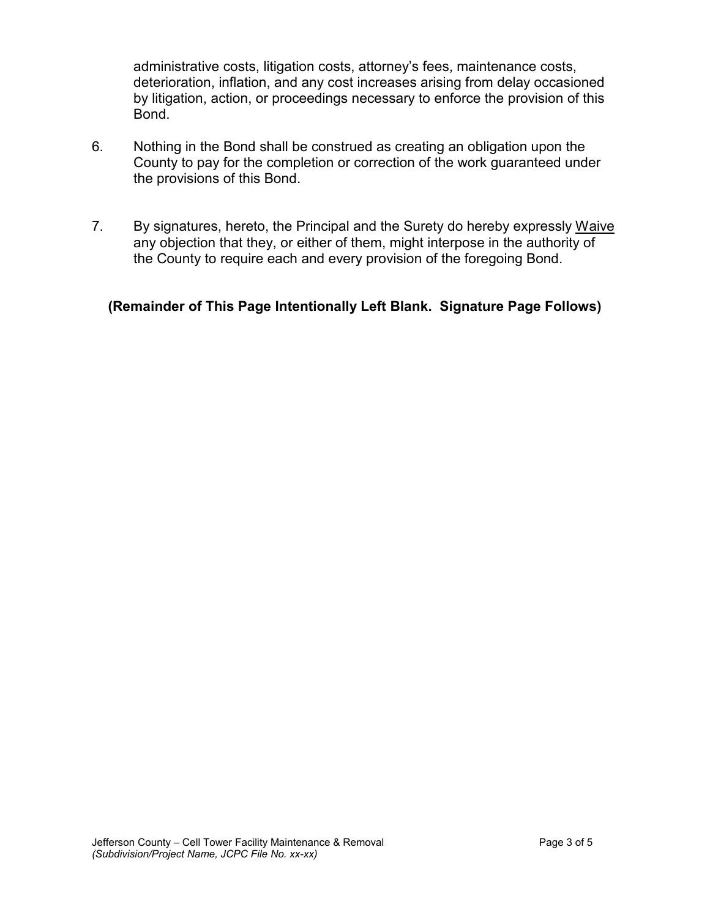administrative costs, litigation costs, attorney's fees, maintenance costs, deterioration, inflation, and any cost increases arising from delay occasioned by litigation, action, or proceedings necessary to enforce the provision of this Bond.

6. Nothing in the Bond shall be construed as creating an obligation upon the County to pay for the completion or correction of the work guaranteed under the provisions of this Bond.

7. By signatures, hereto, the Principal and the Surety do hereby expressly Waive any objection that they, or either of them, might interpose in the authority of the County to require each and every provision of the foregoing Bond.

**(Remainder of This Page Intentionally Left Blank. Signature Page Follows)**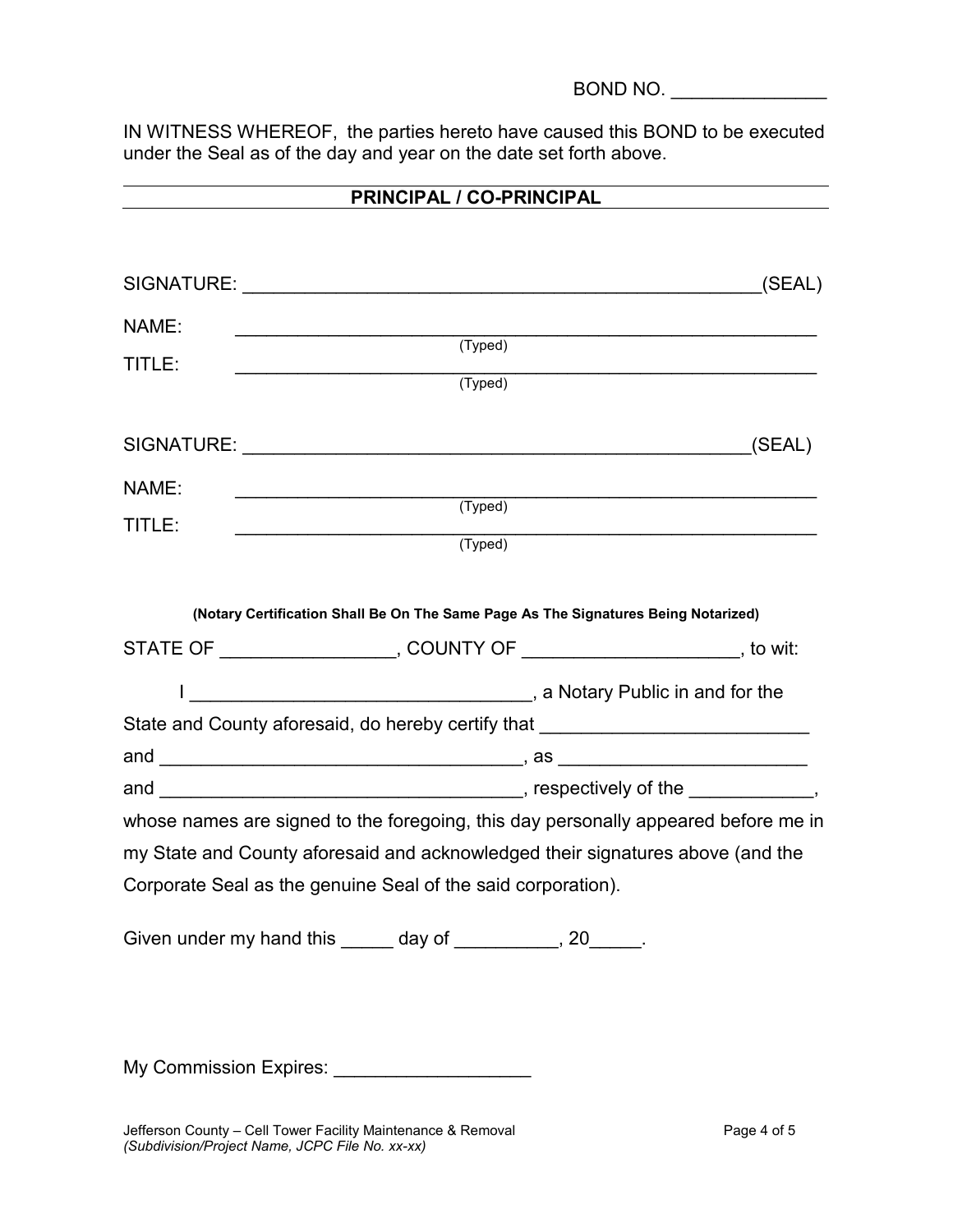BOND NO. _______________

IN WITNESS WHEREOF, the parties hereto have caused this BOND to be executed under the Seal as of the day and year on the date set forth above.

**PRINCIPAL / CO-PRINCIPAL**

SIGNATURE: __________________________________________________(SEAL)

NAME: ________________________________________________________
(Typed)

TITLE: ________________________________________________________
(Typed)

SIGNATURE: __________________________________________________(SEAL)

NAME: ________________________________________________________
(Typed)

TITLE: ________________________________________________________
(Typed)

**(Notary Certification Shall Be On The Same Page As The Signatures Being Notarized)**

STATE OF _________________, COUNTY OF _____________________, to wit:

I _________________________________, a Notary Public in and for the State and County aforesaid, do hereby certify that _________________________ and ___________________________________, as ________________________ and ___________________________________, respectively of the ____________, whose names are signed to the foregoing, this day personally appeared before me in my State and County aforesaid and acknowledged their signatures above (and the Corporate Seal as the genuine Seal of the said corporation).

Given under my hand this _____ day of __________, 20_____.

My Commission Expires: ___________________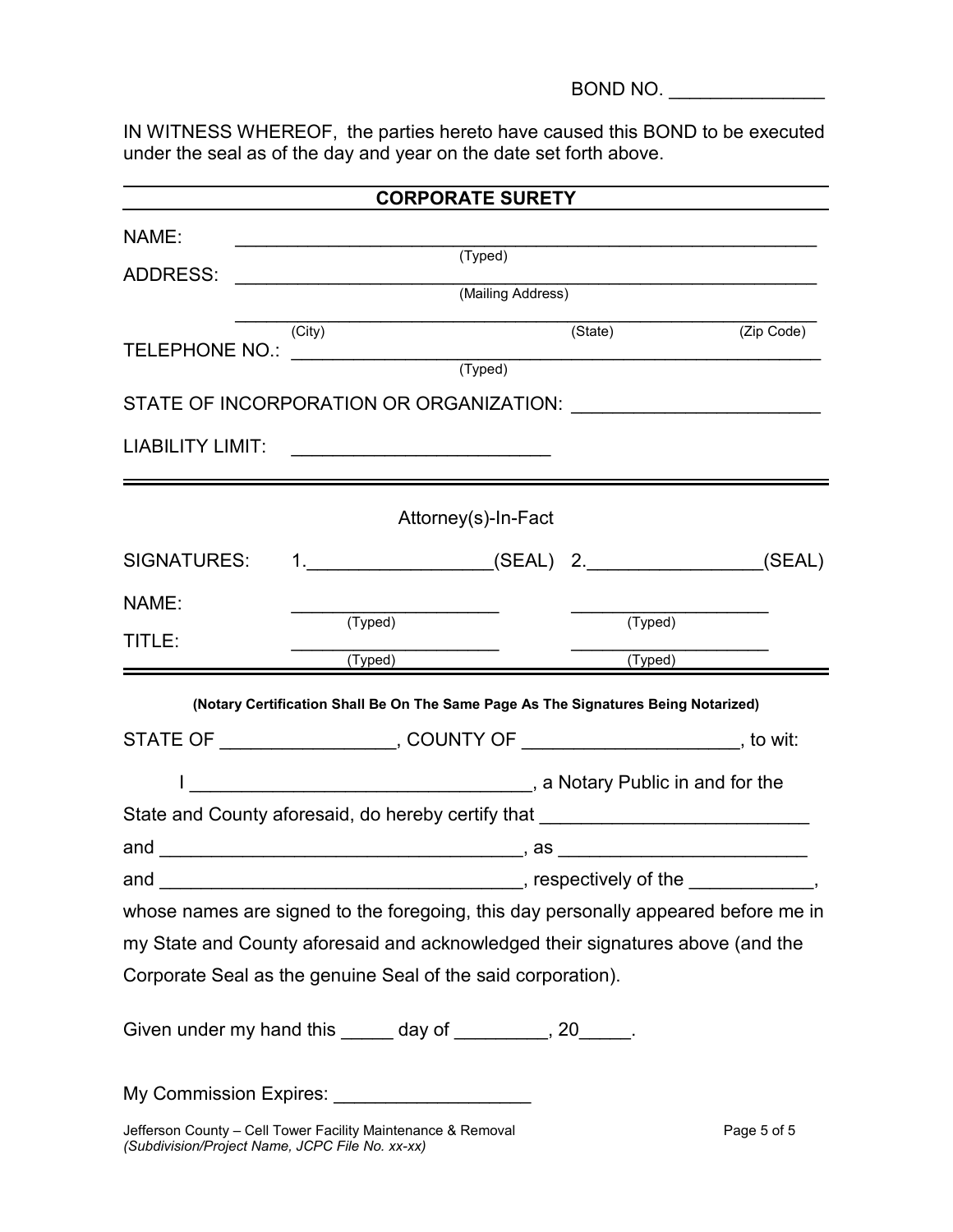BOND NO. _______________

IN WITNESS WHEREOF, the parties hereto have caused this BOND to be executed under the seal as of the day and year on the date set forth above.

## CORPORATE SURETY

NAME: ________________________________________________________
(Typed)

ADDRESS: ________________________________________________________
(Mailing Address)

________________________________________________________
(City) (State) (Zip Code)

TELEPHONE NO.: ________________________________________________________
(Typed)

STATE OF INCORPORATION OR ORGANIZATION: ________________________

LIABILITY LIMIT: _________________________

Attorney(s)-In-Fact

| | | |
|---|---|---|
| SIGNATURES: | 1.__________________(SEAL) | 2.__________________(SEAL) |
| NAME: | ____________________ (Typed) | ____________________ (Typed) |
| TITLE: | ____________________ (Typed) | ____________________ (Typed) |

**(Notary Certification Shall Be On The Same Page As The Signatures Being Notarized)**

STATE OF _________________, COUNTY OF _____________________, to wit:

I _________________________________, a Notary Public in and for the State and County aforesaid, do hereby certify that __________________________ and ___________________________________, as ________________________ and ___________________________________, respectively of the ____________, whose names are signed to the foregoing, this day personally appeared before me in my State and County aforesaid and acknowledged their signatures above (and the Corporate Seal as the genuine Seal of the said corporation).

Given under my hand this _____ day of _________, 20_____.

My Commission Expires: ___________________

Jefferson County – Cell Tower Facility Maintenance & Removal
*(Subdivision/Project Name, JCPC File No. xx-xx)*